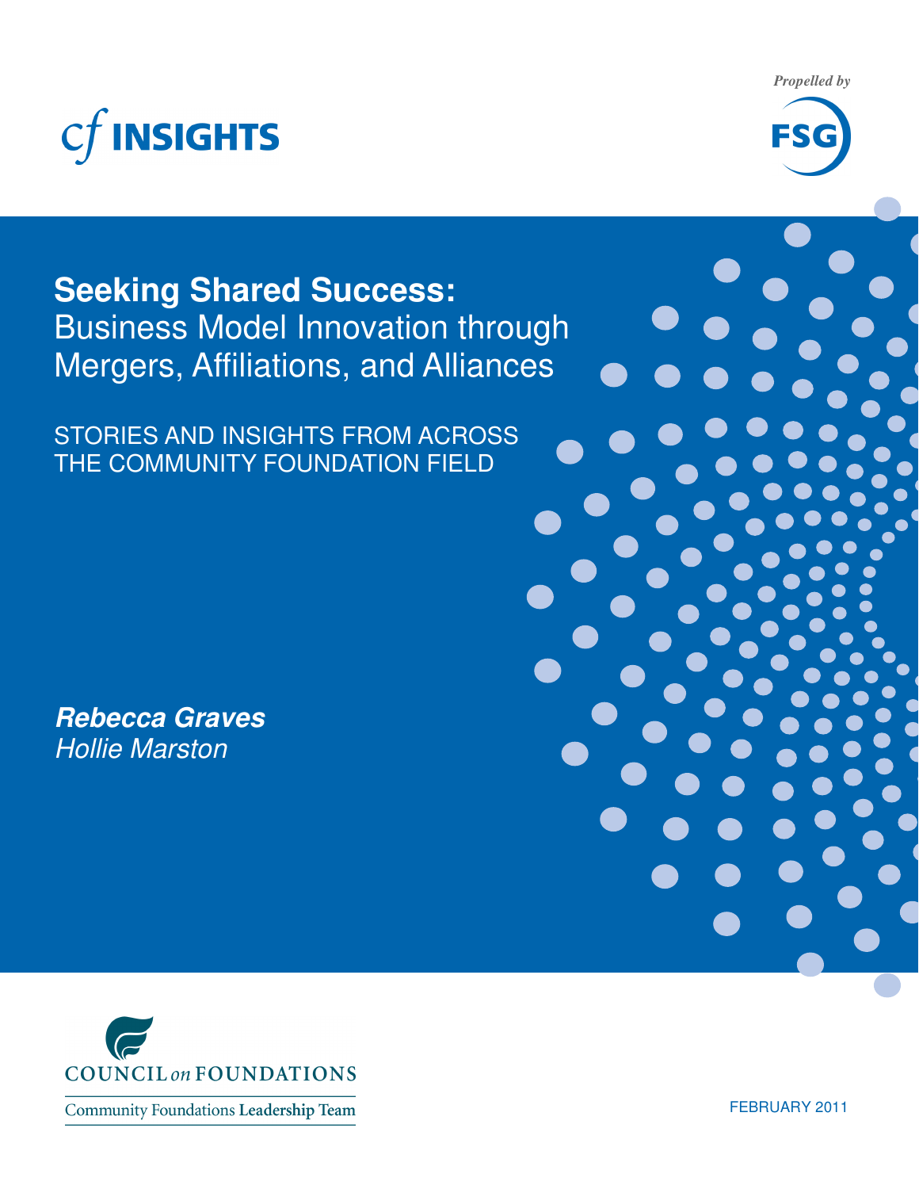cf INSIGHTS

Propelled by FSG

# Seeking Shared Success: Business Model Innovation through Mergers, Affiliations, and Alliances

STORIES AND INSIGHTS FROM ACROSS THE COMMUNITY FOUNDATION FIELD

***Rebecca Graves***
*Hollie Marston*

COUNCIL on FOUNDATIONS
Community Foundations Leadership Team

FEBRUARY 2011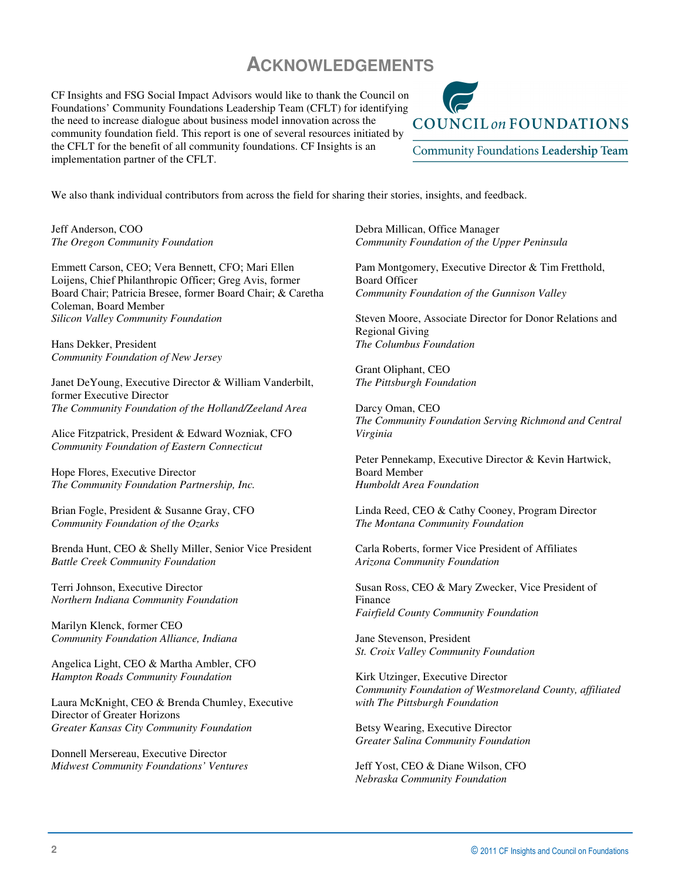# Acknowledgements

CF Insights and FSG Social Impact Advisors would like to thank the Council on Foundations' Community Foundations Leadership Team (CFLT) for identifying the need to increase dialogue about business model innovation across the community foundation field. This report is one of several resources initiated by the CFLT for the benefit of all community foundations. CF Insights is an implementation partner of the CFLT.

COUNCIL *on* FOUNDATIONS
Community Foundations **Leadership Team**

We also thank individual contributors from across the field for sharing their stories, insights, and feedback.

Jeff Anderson, COO
*The Oregon Community Foundation*

Emmett Carson, CEO; Vera Bennett, CFO; Mari Ellen Loijens, Chief Philanthropic Officer; Greg Avis, former Board Chair; Patricia Bresee, former Board Chair; & Caretha Coleman, Board Member
*Silicon Valley Community Foundation*

Hans Dekker, President
*Community Foundation of New Jersey*

Janet DeYoung, Executive Director & William Vanderbilt, former Executive Director
*The Community Foundation of the Holland/Zeeland Area*

Alice Fitzpatrick, President & Edward Wozniak, CFO
*Community Foundation of Eastern Connecticut*

Hope Flores, Executive Director
*The Community Foundation Partnership, Inc.*

Brian Fogle, President & Susanne Gray, CFO
*Community Foundation of the Ozarks*

Brenda Hunt, CEO & Shelly Miller, Senior Vice President
*Battle Creek Community Foundation*

Terri Johnson, Executive Director
*Northern Indiana Community Foundation*

Marilyn Klenck, former CEO
*Community Foundation Alliance, Indiana*

Angelica Light, CEO & Martha Ambler, CFO
*Hampton Roads Community Foundation*

Laura McKnight, CEO & Brenda Chumley, Executive Director of Greater Horizons
*Greater Kansas City Community Foundation*

Donnell Mersereau, Executive Director
*Midwest Community Foundations' Ventures*

Debra Millican, Office Manager
*Community Foundation of the Upper Peninsula*

Pam Montgomery, Executive Director & Tim Fretthold, Board Officer
*Community Foundation of the Gunnison Valley*

Steven Moore, Associate Director for Donor Relations and Regional Giving
*The Columbus Foundation*

Grant Oliphant, CEO
*The Pittsburgh Foundation*

Darcy Oman, CEO
*The Community Foundation Serving Richmond and Central Virginia*

Peter Pennekamp, Executive Director & Kevin Hartwick, Board Member
*Humboldt Area Foundation*

Linda Reed, CEO & Cathy Cooney, Program Director
*The Montana Community Foundation*

Carla Roberts, former Vice President of Affiliates
*Arizona Community Foundation*

Susan Ross, CEO & Mary Zwecker, Vice President of Finance
*Fairfield County Community Foundation*

Jane Stevenson, President
*St. Croix Valley Community Foundation*

Kirk Utzinger, Executive Director
*Community Foundation of Westmoreland County, affiliated with The Pittsburgh Foundation*

Betsy Wearing, Executive Director
*Greater Salina Community Foundation*

Jeff Yost, CEO & Diane Wilson, CFO
*Nebraska Community Foundation*

© 2011 CF Insights and Council on Foundations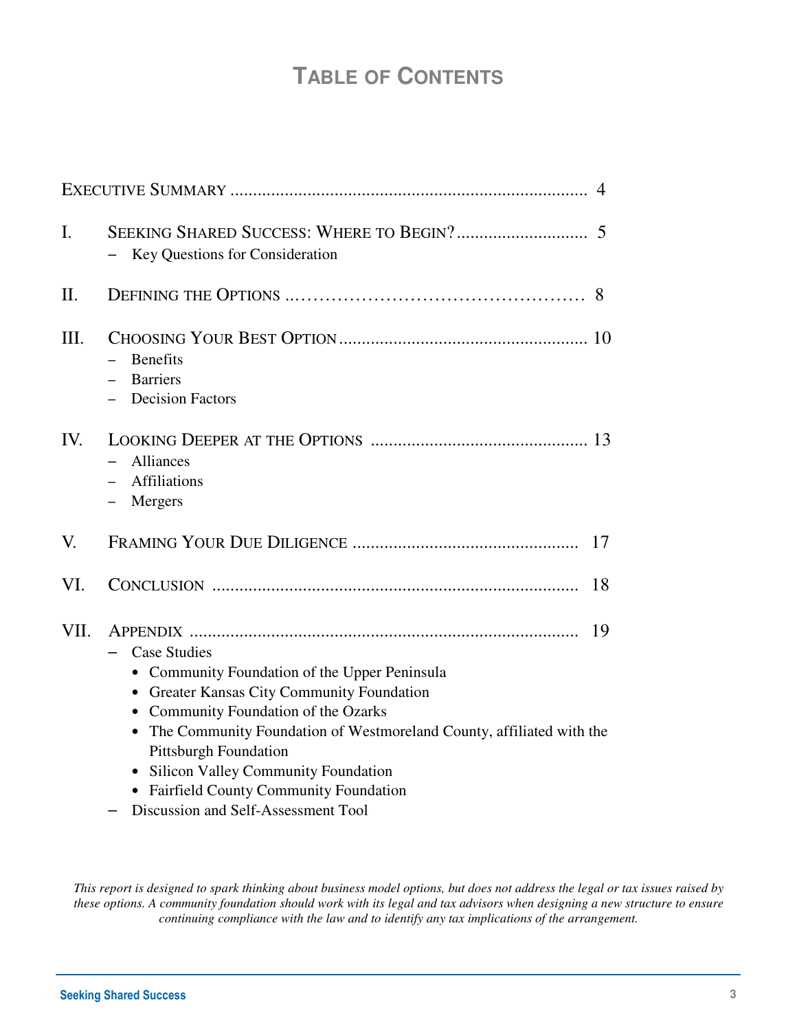# TABLE OF CONTENTS

EXECUTIVE SUMMARY ................................................................................ 4

I. SEEKING SHARED SUCCESS: WHERE TO BEGIN? ............................ 5
   - Key Questions for Consideration

II. DEFINING THE OPTIONS ................................................ 8

III. CHOOSING YOUR BEST OPTION ...................................................... 10
   - Benefits
   - Barriers
   - Decision Factors

IV. LOOKING DEEPER AT THE OPTIONS ................................................ 13
   - Alliances
   - Affiliations
   - Mergers

V. FRAMING YOUR DUE DILIGENCE ................................................ 17

VI. CONCLUSION ................................................................................ 18

VII. APPENDIX ..................................................................................... 19
   - Case Studies
     - Community Foundation of the Upper Peninsula
     - Greater Kansas City Community Foundation
     - Community Foundation of the Ozarks
     - The Community Foundation of Westmoreland County, affiliated with the Pittsburgh Foundation
     - Silicon Valley Community Foundation
     - Fairfield County Community Foundation
   - Discussion and Self-Assessment Tool

*This report is designed to spark thinking about business model options, but does not address the legal or tax issues raised by these options. A community foundation should work with its legal and tax advisors when designing a new structure to ensure continuing compliance with the law and to identify any tax implications of the arrangement.*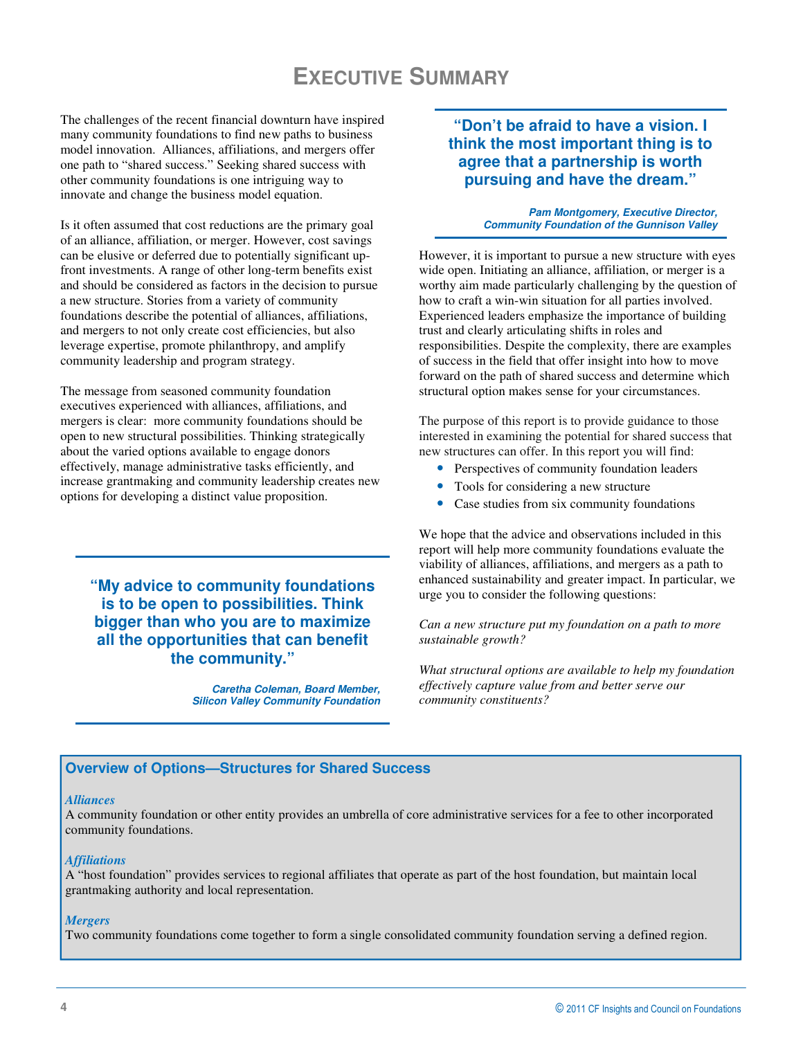# Executive Summary

The challenges of the recent financial downturn have inspired many community foundations to find new paths to business model innovation. Alliances, affiliations, and mergers offer one path to "shared success." Seeking shared success with other community foundations is one intriguing way to innovate and change the business model equation.

Is it often assumed that cost reductions are the primary goal of an alliance, affiliation, or merger. However, cost savings can be elusive or deferred due to potentially significant up-front investments. A range of other long-term benefits exist and should be considered as factors in the decision to pursue a new structure. Stories from a variety of community foundations describe the potential of alliances, affiliations, and mergers to not only create cost efficiencies, but also leverage expertise, promote philanthropy, and amplify community leadership and program strategy.

The message from seasoned community foundation executives experienced with alliances, affiliations, and mergers is clear: more community foundations should be open to new structural possibilities. Thinking strategically about the varied options available to engage donors effectively, manage administrative tasks efficiently, and increase grantmaking and community leadership creates new options for developing a distinct value proposition.

> **"My advice to community foundations is to be open to possibilities. Think bigger than who you are to maximize all the opportunities that can benefit the community."**
>
> ***Caretha Coleman, Board Member, Silicon Valley Community Foundation***

> **"Don't be afraid to have a vision. I think the most important thing is to agree that a partnership is worth pursuing and have the dream."**
>
> ***Pam Montgomery, Executive Director, Community Foundation of the Gunnison Valley***

However, it is important to pursue a new structure with eyes wide open. Initiating an alliance, affiliation, or merger is a worthy aim made particularly challenging by the question of how to craft a win-win situation for all parties involved. Experienced leaders emphasize the importance of building trust and clearly articulating shifts in roles and responsibilities. Despite the complexity, there are examples of success in the field that offer insight into how to move forward on the path of shared success and determine which structural option makes sense for your circumstances.

The purpose of this report is to provide guidance to those interested in examining the potential for shared success that new structures can offer. In this report you will find:

- Perspectives of community foundation leaders
- Tools for considering a new structure
- Case studies from six community foundations

We hope that the advice and observations included in this report will help more community foundations evaluate the viability of alliances, affiliations, and mergers as a path to enhanced sustainability and greater impact. In particular, we urge you to consider the following questions:

*Can a new structure put my foundation on a path to more sustainable growth?*

*What structural options are available to help my foundation effectively capture value from and better serve our community constituents?*

### Overview of Options—Structures for Shared Success

***Alliances***
A community foundation or other entity provides an umbrella of core administrative services for a fee to other incorporated community foundations.

***Affiliations***
A "host foundation" provides services to regional affiliates that operate as part of the host foundation, but maintain local grantmaking authority and local representation.

***Mergers***
Two community foundations come together to form a single consolidated community foundation serving a defined region.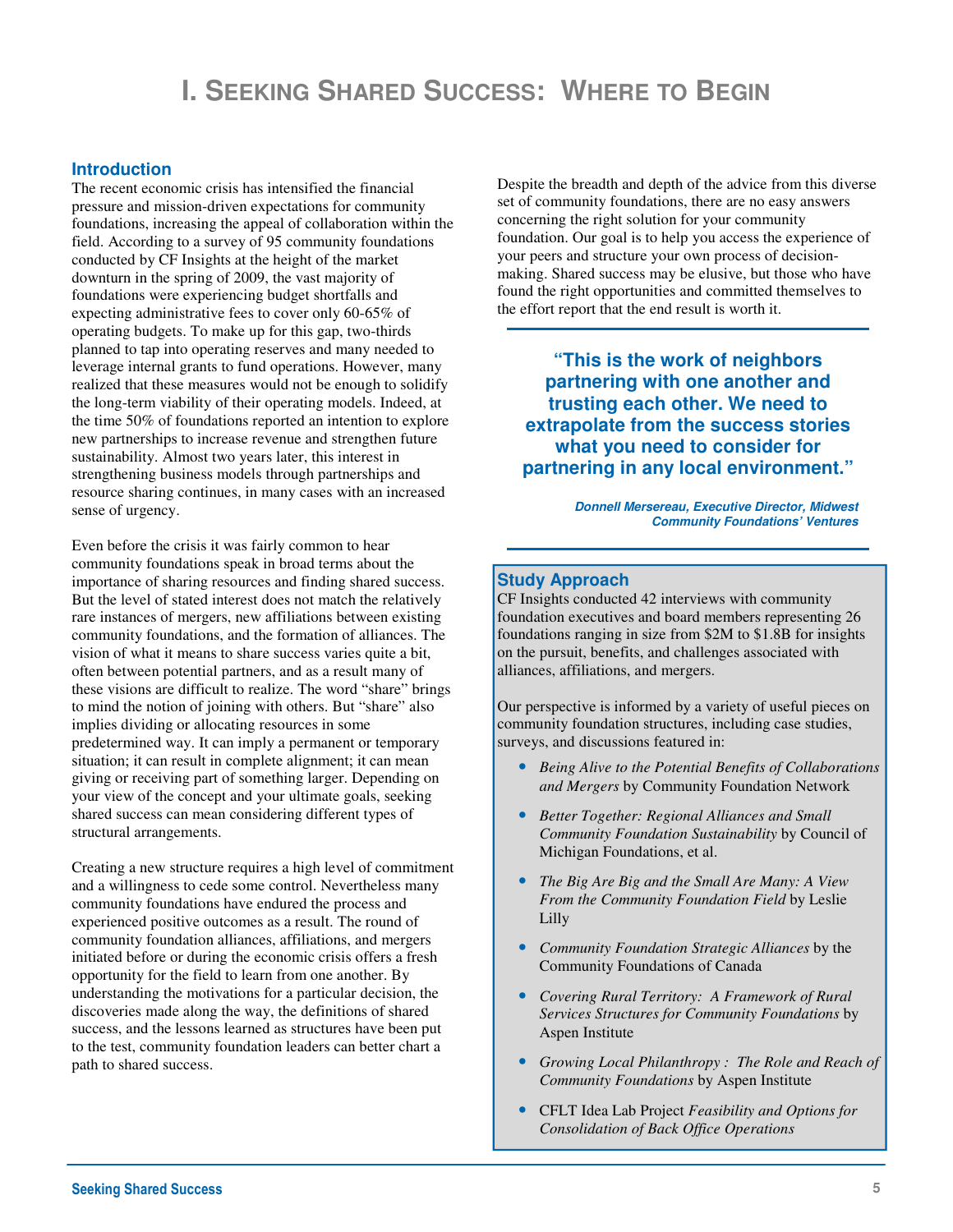# I. Seeking Shared Success: Where to Begin

## Introduction

The recent economic crisis has intensified the financial pressure and mission-driven expectations for community foundations, increasing the appeal of collaboration within the field. According to a survey of 95 community foundations conducted by CF Insights at the height of the market downturn in the spring of 2009, the vast majority of foundations were experiencing budget shortfalls and expecting administrative fees to cover only 60-65% of operating budgets. To make up for this gap, two-thirds planned to tap into operating reserves and many needed to leverage internal grants to fund operations. However, many realized that these measures would not be enough to solidify the long-term viability of their operating models. Indeed, at the time 50% of foundations reported an intention to explore new partnerships to increase revenue and strengthen future sustainability. Almost two years later, this interest in strengthening business models through partnerships and resource sharing continues, in many cases with an increased sense of urgency.

Even before the crisis it was fairly common to hear community foundations speak in broad terms about the importance of sharing resources and finding shared success. But the level of stated interest does not match the relatively rare instances of mergers, new affiliations between existing community foundations, and the formation of alliances. The vision of what it means to share success varies quite a bit, often between potential partners, and as a result many of these visions are difficult to realize. The word "share" brings to mind the notion of joining with others. But "share" also implies dividing or allocating resources in some predetermined way. It can imply a permanent or temporary situation; it can result in complete alignment; it can mean giving or receiving part of something larger. Depending on your view of the concept and your ultimate goals, seeking shared success can mean considering different types of structural arrangements.

Creating a new structure requires a high level of commitment and a willingness to cede some control. Nevertheless many community foundations have endured the process and experienced positive outcomes as a result. The round of community foundation alliances, affiliations, and mergers initiated before or during the economic crisis offers a fresh opportunity for the field to learn from one another. By understanding the motivations for a particular decision, the discoveries made along the way, the definitions of shared success, and the lessons learned as structures have been put to the test, community foundation leaders can better chart a path to shared success.

Despite the breadth and depth of the advice from this diverse set of community foundations, there are no easy answers concerning the right solution for your community foundation. Our goal is to help you access the experience of your peers and structure your own process of decision-making. Shared success may be elusive, but those who have found the right opportunities and committed themselves to the effort report that the end result is worth it.

> **"This is the work of neighbors partnering with one another and trusting each other. We need to extrapolate from the success stories what you need to consider for partnering in any local environment."**
>
> ***Donnell Mersereau, Executive Director, Midwest Community Foundations' Ventures***

## Study Approach

CF Insights conducted 42 interviews with community foundation executives and board members representing 26 foundations ranging in size from $2M to $1.8B for insights on the pursuit, benefits, and challenges associated with alliances, affiliations, and mergers.

Our perspective is informed by a variety of useful pieces on community foundation structures, including case studies, surveys, and discussions featured in:

- *Being Alive to the Potential Benefits of Collaborations and Mergers* by Community Foundation Network
- *Better Together: Regional Alliances and Small Community Foundation Sustainability* by Council of Michigan Foundations, et al.
- *The Big Are Big and the Small Are Many: A View From the Community Foundation Field* by Leslie Lilly
- *Community Foundation Strategic Alliances* by the Community Foundations of Canada
- *Covering Rural Territory: A Framework of Rural Services Structures for Community Foundations* by Aspen Institute
- *Growing Local Philanthropy : The Role and Reach of Community Foundations* by Aspen Institute
- CFLT Idea Lab Project *Feasibility and Options for Consolidation of Back Office Operations*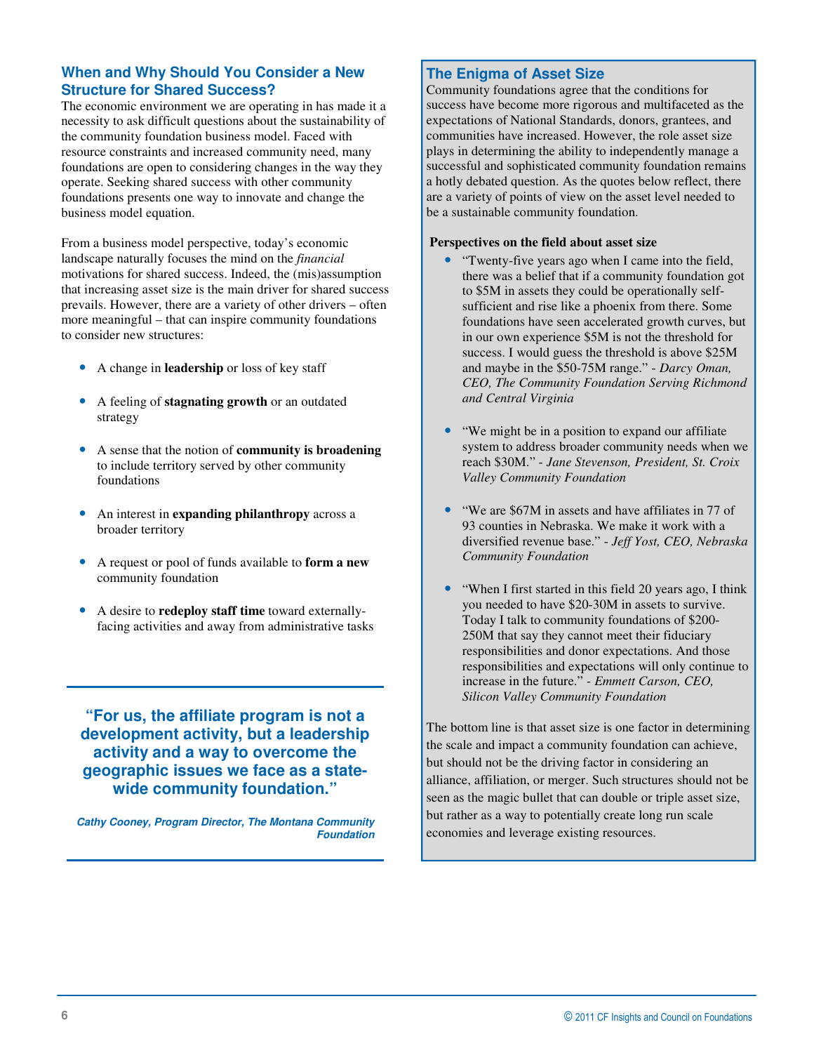## When and Why Should You Consider a New Structure for Shared Success?

The economic environment we are operating in has made it a necessity to ask difficult questions about the sustainability of the community foundation business model. Faced with resource constraints and increased community need, many foundations are open to considering changes in the way they operate. Seeking shared success with other community foundations presents one way to innovate and change the business model equation.

From a business model perspective, today's economic landscape naturally focuses the mind on the *financial* motivations for shared success. Indeed, the (mis)assumption that increasing asset size is the main driver for shared success prevails. However, there are a variety of other drivers – often more meaningful – that can inspire community foundations to consider new structures:

- A change in **leadership** or loss of key staff
- A feeling of **stagnating growth** or an outdated strategy
- A sense that the notion of **community is broadening** to include territory served by other community foundations
- An interest in **expanding philanthropy** across a broader territory
- A request or pool of funds available to **form a new** community foundation
- A desire to **redeploy staff time** toward externally-facing activities and away from administrative tasks

> **"For us, the affiliate program is not a development activity, but a leadership activity and a way to overcome the geographic issues we face as a state-wide community foundation."**
>
> ***Cathy Cooney, Program Director, The Montana Community Foundation***

## The Enigma of Asset Size

Community foundations agree that the conditions for success have become more rigorous and multifaceted as the expectations of National Standards, donors, grantees, and communities have increased. However, the role asset size plays in determining the ability to independently manage a successful and sophisticated community foundation remains a hotly debated question. As the quotes below reflect, there are a variety of points of view on the asset level needed to be a sustainable community foundation.

**Perspectives on the field about asset size**

- "Twenty-five years ago when I came into the field, there was a belief that if a community foundation got to $5M in assets they could be operationally self-sufficient and rise like a phoenix from there. Some foundations have seen accelerated growth curves, but in our own experience $5M is not the threshold for success. I would guess the threshold is above $25M and maybe in the $50-75M range." - *Darcy Oman, CEO, The Community Foundation Serving Richmond and Central Virginia*
- "We might be in a position to expand our affiliate system to address broader community needs when we reach $30M." - *Jane Stevenson, President, St. Croix Valley Community Foundation*
- "We are $67M in assets and have affiliates in 77 of 93 counties in Nebraska. We make it work with a diversified revenue base." - *Jeff Yost, CEO, Nebraska Community Foundation*
- "When I first started in this field 20 years ago, I think you needed to have $20-30M in assets to survive. Today I talk to community foundations of $200-250M that say they cannot meet their fiduciary responsibilities and donor expectations. And those responsibilities and expectations will only continue to increase in the future." - *Emmett Carson, CEO, Silicon Valley Community Foundation*

The bottom line is that asset size is one factor in determining the scale and impact a community foundation can achieve, but should not be the driving factor in considering an alliance, affiliation, or merger. Such structures should not be seen as the magic bullet that can double or triple asset size, but rather as a way to potentially create long run scale economies and leverage existing resources.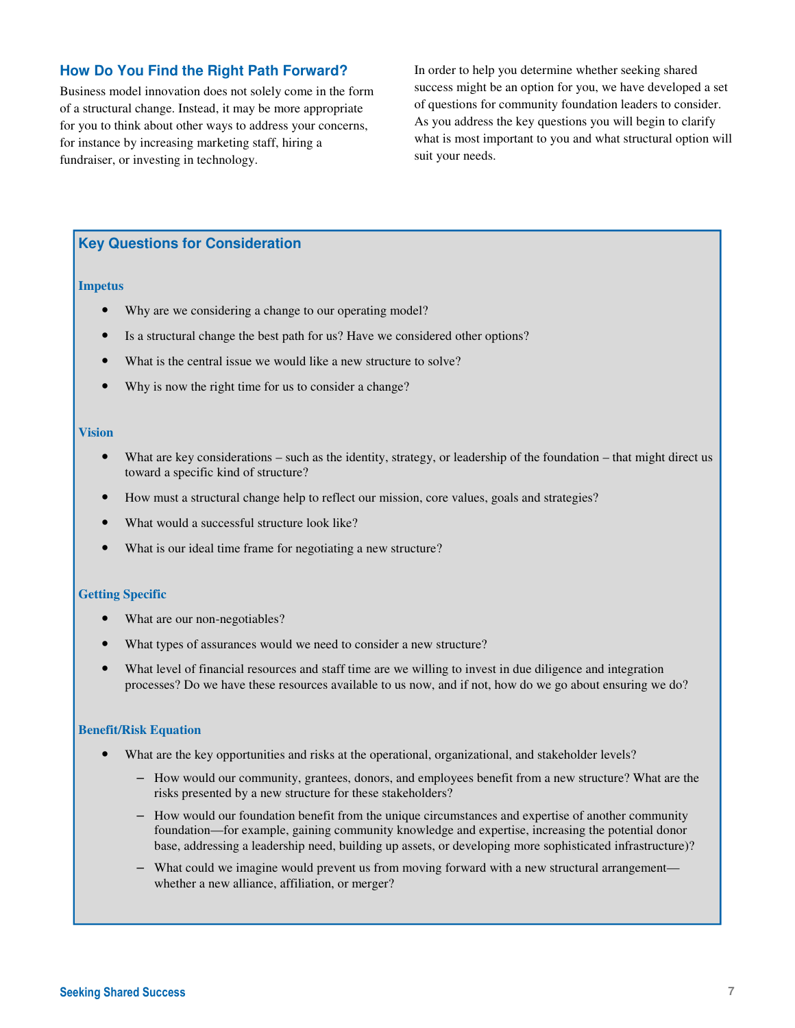## How Do You Find the Right Path Forward?

Business model innovation does not solely come in the form of a structural change. Instead, it may be more appropriate for you to think about other ways to address your concerns, for instance by increasing marketing staff, hiring a fundraiser, or investing in technology.

In order to help you determine whether seeking shared success might be an option for you, we have developed a set of questions for community foundation leaders to consider. As you address the key questions you will begin to clarify what is most important to you and what structural option will suit your needs.

## Key Questions for Consideration

### Impetus

- Why are we considering a change to our operating model?
- Is a structural change the best path for us? Have we considered other options?
- What is the central issue we would like a new structure to solve?
- Why is now the right time for us to consider a change?

### Vision

- What are key considerations – such as the identity, strategy, or leadership of the foundation – that might direct us toward a specific kind of structure?
- How must a structural change help to reflect our mission, core values, goals and strategies?
- What would a successful structure look like?
- What is our ideal time frame for negotiating a new structure?

### Getting Specific

- What are our non-negotiables?
- What types of assurances would we need to consider a new structure?
- What level of financial resources and staff time are we willing to invest in due diligence and integration processes? Do we have these resources available to us now, and if not, how do we go about ensuring we do?

### Benefit/Risk Equation

- What are the key opportunities and risks at the operational, organizational, and stakeholder levels?
  - How would our community, grantees, donors, and employees benefit from a new structure? What are the risks presented by a new structure for these stakeholders?
  - How would our foundation benefit from the unique circumstances and expertise of another community foundation—for example, gaining community knowledge and expertise, increasing the potential donor base, addressing a leadership need, building up assets, or developing more sophisticated infrastructure)?
  - What could we imagine would prevent us from moving forward with a new structural arrangement—whether a new alliance, affiliation, or merger?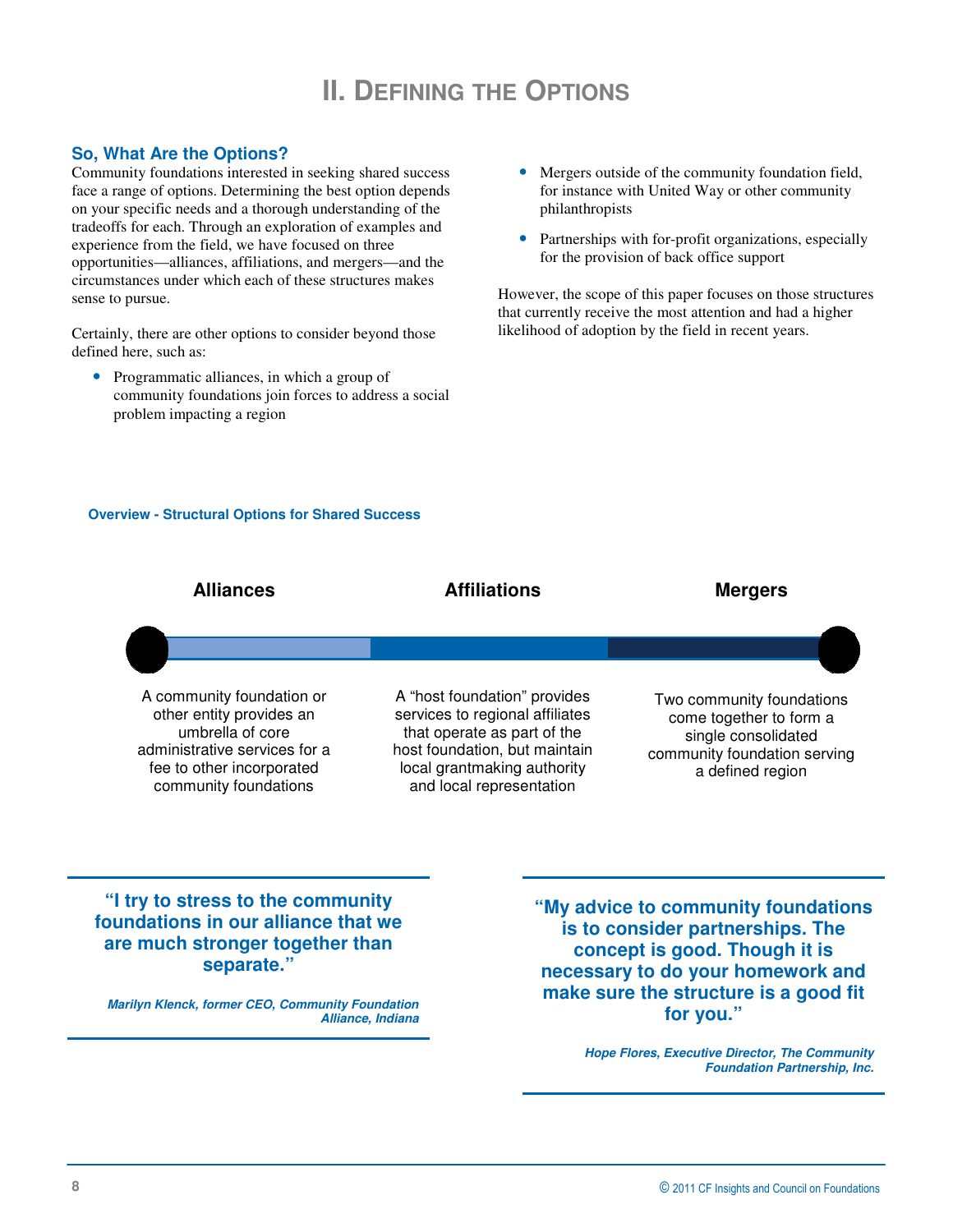# II. Defining the Options

## So, What Are the Options?

Community foundations interested in seeking shared success face a range of options. Determining the best option depends on your specific needs and a thorough understanding of the tradeoffs for each. Through an exploration of examples and experience from the field, we have focused on three opportunities—alliances, affiliations, and mergers—and the circumstances under which each of these structures makes sense to pursue.

Certainly, there are other options to consider beyond those defined here, such as:

- Programmatic alliances, in which a group of community foundations join forces to address a social problem impacting a region
- Mergers outside of the community foundation field, for instance with United Way or other community philanthropists
- Partnerships with for-profit organizations, especially for the provision of back office support

However, the scope of this paper focuses on those structures that currently receive the most attention and had a higher likelihood of adoption by the field in recent years.

**Overview - Structural Options for Shared Success**

| Alliances | Affiliations | Mergers |
|---|---|---|
| A community foundation or other entity provides an umbrella of core administrative services for a fee to other incorporated community foundations | A "host foundation" provides services to regional affiliates that operate as part of the host foundation, but maintain local grantmaking authority and local representation | Two community foundations come together to form a single consolidated community foundation serving a defined region |

> **"I try to stress to the community foundations in our alliance that we are much stronger together than separate."**
>
> *Marilyn Klenck, former CEO, Community Foundation Alliance, Indiana*

> **"My advice to community foundations is to consider partnerships. The concept is good. Though it is necessary to do your homework and make sure the structure is a good fit for you."**
>
> *Hope Flores, Executive Director, The Community Foundation Partnership, Inc.*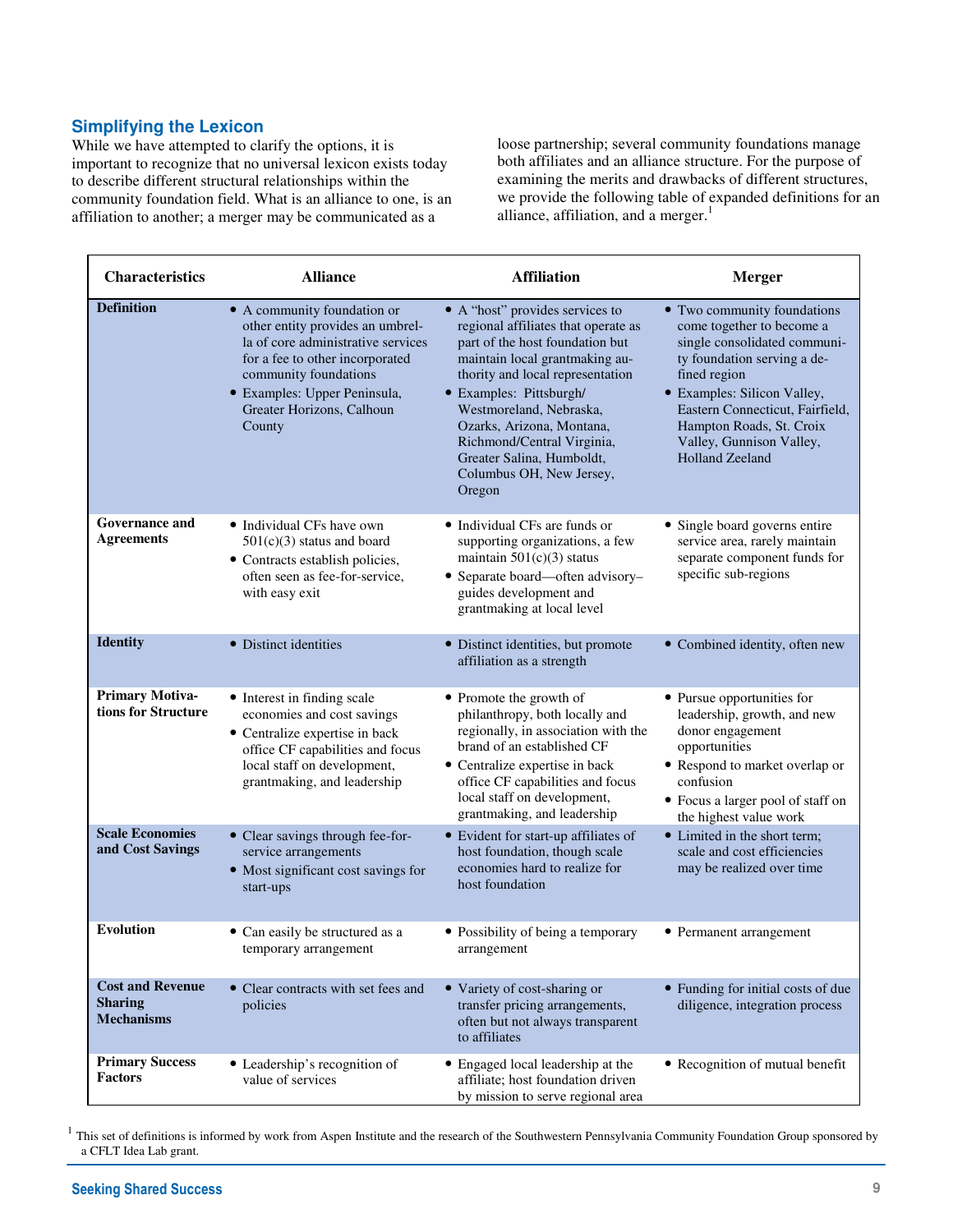## Simplifying the Lexicon

While we have attempted to clarify the options, it is important to recognize that no universal lexicon exists today to describe different structural relationships within the community foundation field. What is an alliance to one, is an affiliation to another; a merger may be communicated as a loose partnership; several community foundations manage both affiliates and an alliance structure. For the purpose of examining the merits and drawbacks of different structures, we provide the following table of expanded definitions for an alliance, affiliation, and a merger.[1]

| Characteristics | Alliance | Affiliation | Merger |
|---|---|---|---|
| **Definition** | • A community foundation or other entity provides an umbrella of core administrative services for a fee to other incorporated community foundations<br>• Examples: Upper Peninsula, Greater Horizons, Calhoun County | • A "host" provides services to regional affiliates that operate as part of the host foundation but maintain local grantmaking authority and local representation<br>• Examples: Pittsburgh/ Westmoreland, Nebraska, Ozarks, Arizona, Montana, Richmond/Central Virginia, Greater Salina, Humboldt, Columbus OH, New Jersey, Oregon | • Two community foundations come together to become a single consolidated community foundation serving a defined region<br>• Examples: Silicon Valley, Eastern Connecticut, Fairfield, Hampton Roads, St. Croix Valley, Gunnison Valley, Holland Zeeland |
| **Governance and Agreements** | • Individual CFs have own 501(c)(3) status and board<br>• Contracts establish policies, often seen as fee-for-service, with easy exit | • Individual CFs are funds or supporting organizations, a few maintain 501(c)(3) status<br>• Separate board—often advisory–guides development and grantmaking at local level | • Single board governs entire service area, rarely maintain separate component funds for specific sub-regions |
| **Identity** | • Distinct identities | • Distinct identities, but promote affiliation as a strength | • Combined identity, often new |
| **Primary Motivations for Structure** | • Interest in finding scale economies and cost savings<br>• Centralize expertise in back office CF capabilities and focus local staff on development, grantmaking, and leadership | • Promote the growth of philanthropy, both locally and regionally, in association with the brand of an established CF<br>• Centralize expertise in back office CF capabilities and focus local staff on development, grantmaking, and leadership | • Pursue opportunities for leadership, growth, and new donor engagement opportunities<br>• Respond to market overlap or confusion<br>• Focus a larger pool of staff on the highest value work |
| **Scale Economies and Cost Savings** | • Clear savings through fee-for-service arrangements<br>• Most significant cost savings for start-ups | • Evident for start-up affiliates of host foundation, though scale economies hard to realize for host foundation | • Limited in the short term; scale and cost efficiencies may be realized over time |
| **Evolution** | • Can easily be structured as a temporary arrangement | • Possibility of being a temporary arrangement | • Permanent arrangement |
| **Cost and Revenue Sharing Mechanisms** | • Clear contracts with set fees and policies | • Variety of cost-sharing or transfer pricing arrangements, often but not always transparent to affiliates | • Funding for initial costs of due diligence, integration process |
| **Primary Success Factors** | • Leadership's recognition of value of services | • Engaged local leadership at the affiliate; host foundation driven by mission to serve regional area | • Recognition of mutual benefit |

[1] This set of definitions is informed by work from Aspen Institute and the research of the Southwestern Pennsylvania Community Foundation Group sponsored by a CFLT Idea Lab grant.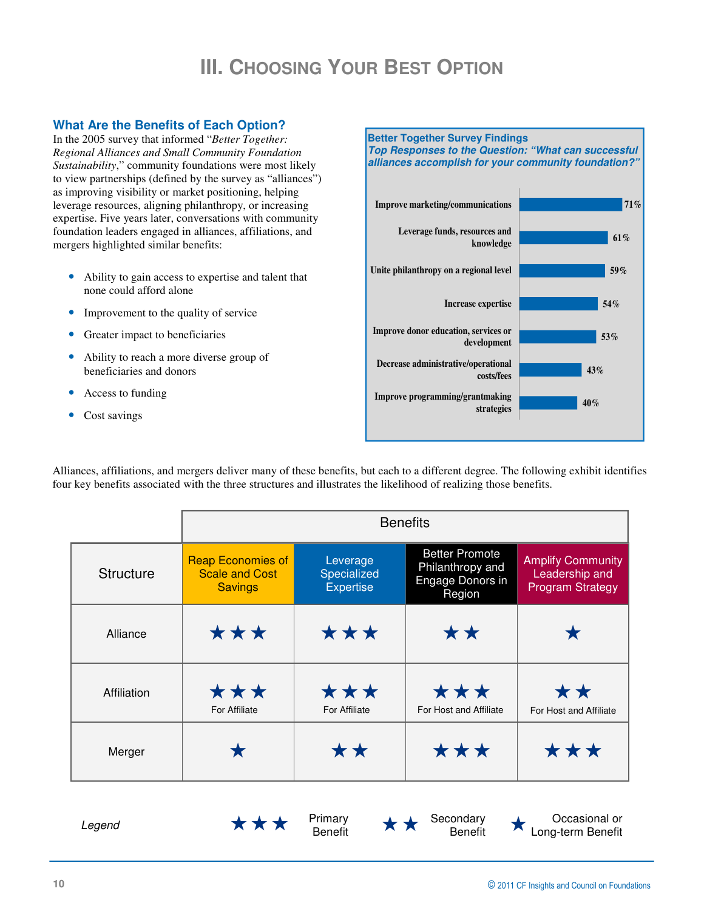# III. Choosing Your Best Option

## What Are the Benefits of Each Option?

In the 2005 survey that informed "*Better Together: Regional Alliances and Small Community Foundation Sustainability*," community foundations were most likely to view partnerships (defined by the survey as "alliances") as improving visibility or market positioning, helping leverage resources, aligning philanthropy, or increasing expertise. Five years later, conversations with community foundation leaders engaged in alliances, affiliations, and mergers highlighted similar benefits:

- Ability to gain access to expertise and talent that none could afford alone
- Improvement to the quality of service
- Greater impact to beneficiaries
- Ability to reach a more diverse group of beneficiaries and donors
- Access to funding
- Cost savings

**Better Together Survey Findings**
***Top Responses to the Question: "What can successful alliances accomplish for your community foundation?"***

| Response | Percentage |
|---|---|
| Improve marketing/communications | 71% |
| Leverage funds, resources and knowledge | 61% |
| Unite philanthropy on a regional level | 59% |
| Increase expertise | 54% |
| Improve donor education, services or development | 53% |
| Decrease administrative/operational costs/fees | 43% |
| Improve programming/grantmaking strategies | 40% |

Alliances, affiliations, and mergers deliver many of these benefits, but each to a different degree. The following exhibit identifies four key benefits associated with the three structures and illustrates the likelihood of realizing those benefits.

| | Benefits | | | |
|---|---|---|---|---|
| **Structure** | **Reap Economies of Scale and Cost Savings** | **Leverage Specialized Expertise** | **Better Promote Philanthropy and Engage Donors in Region** | **Amplify Community Leadership and Program Strategy** |
| Alliance | ★★★ | ★★★ | ★★ | ★ |
| Affiliation | ★★★ For Affiliate | ★★★ For Affiliate | ★★★ For Host and Affiliate | ★★ For Host and Affiliate |
| Merger | ★ | ★★ | ★★★ | ★★★ |

*Legend* ★★★ Primary Benefit ★★ Secondary Benefit ★ Occasional or Long-term Benefit

© 2011 CF Insights and Council on Foundations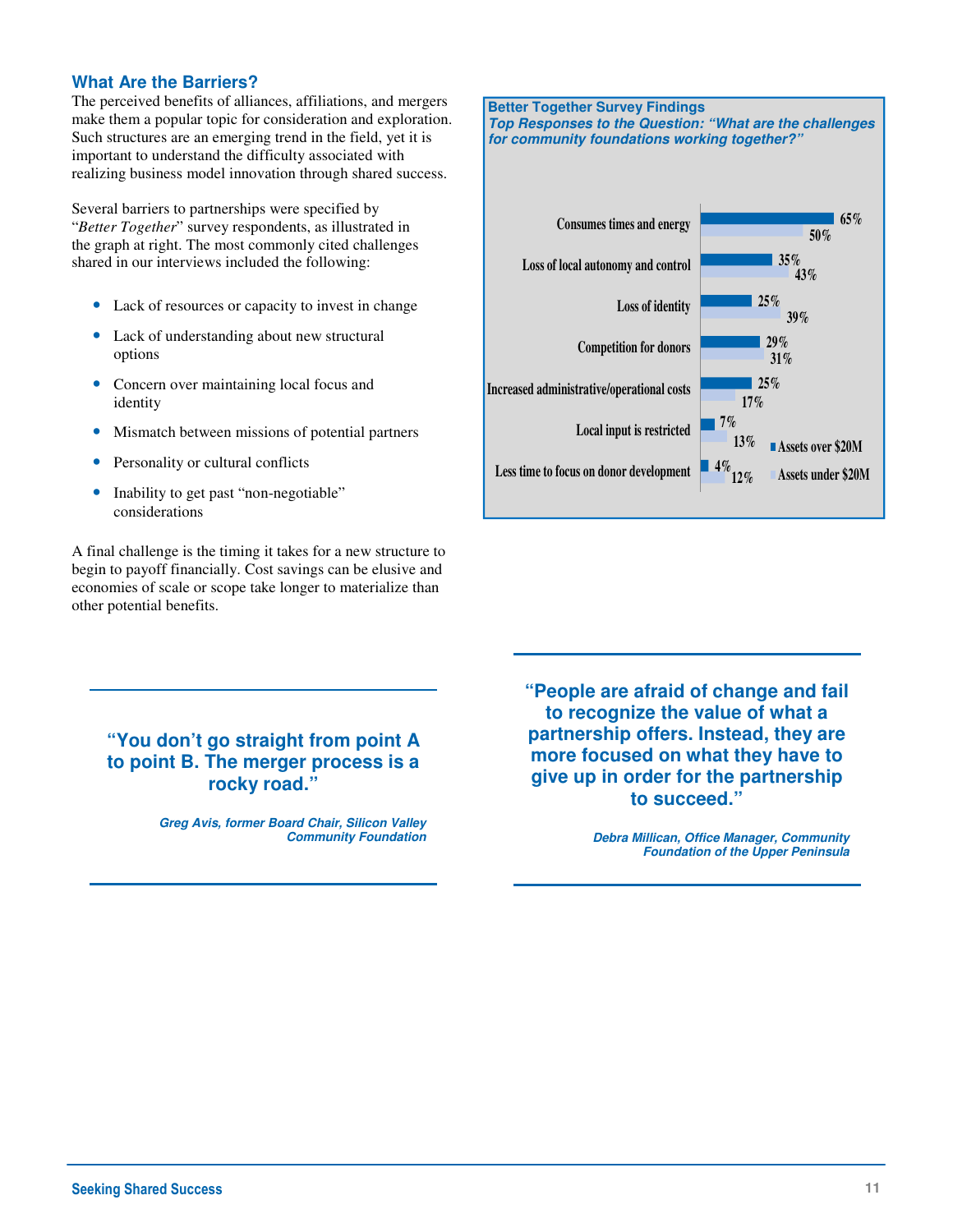## What Are the Barriers?

The perceived benefits of alliances, affiliations, and mergers make them a popular topic for consideration and exploration. Such structures are an emerging trend in the field, yet it is important to understand the difficulty associated with realizing business model innovation through shared success.

Several barriers to partnerships were specified by "*Better Together*" survey respondents, as illustrated in the graph at right. The most commonly cited challenges shared in our interviews included the following:

- Lack of resources or capacity to invest in change
- Lack of understanding about new structural options
- Concern over maintaining local focus and identity
- Mismatch between missions of potential partners
- Personality or cultural conflicts
- Inability to get past "non-negotiable" considerations

A final challenge is the timing it takes for a new structure to begin to payoff financially. Cost savings can be elusive and economies of scale or scope take longer to materialize than other potential benefits.

**Better Together Survey Findings**

***Top Responses to the Question: "What are the challenges for community foundations working together?"***

| Challenge | Assets over $20M | Assets under $20M |
|---|---|---|
| Consumes times and energy | 65% | 50% |
| Loss of local autonomy and control | 35% | 43% |
| Loss of identity | 25% | 39% |
| Competition for donors | 29% | 31% |
| Increased administrative/operational costs | 25% | 17% |
| Local input is restricted | 7% | 13% |
| Less time to focus on donor development | 4% | 12% |

> **"You don't go straight from point A to point B. The merger process is a rocky road."**
>
> *Greg Avis, former Board Chair, Silicon Valley Community Foundation*

> **"People are afraid of change and fail to recognize the value of what a partnership offers. Instead, they are more focused on what they have to give up in order for the partnership to succeed."**
>
> *Debra Millican, Office Manager, Community Foundation of the Upper Peninsula*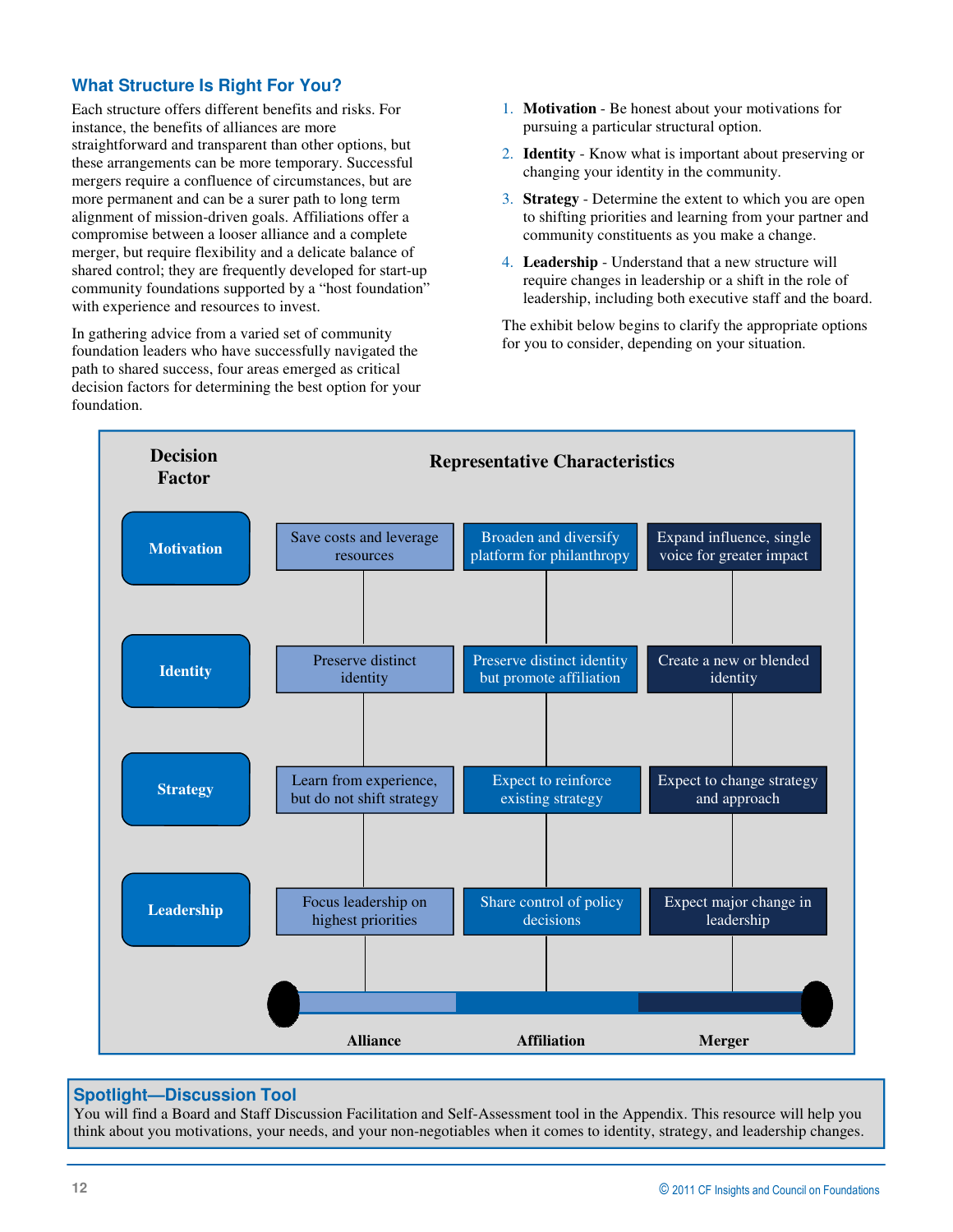## What Structure Is Right For You?

Each structure offers different benefits and risks. For instance, the benefits of alliances are more straightforward and transparent than other options, but these arrangements can be more temporary. Successful mergers require a confluence of circumstances, but are more permanent and can be a surer path to long term alignment of mission-driven goals. Affiliations offer a compromise between a looser alliance and a complete merger, but require flexibility and a delicate balance of shared control; they are frequently developed for start-up community foundations supported by a "host foundation" with experience and resources to invest.

In gathering advice from a varied set of community foundation leaders who have successfully navigated the path to shared success, four areas emerged as critical decision factors for determining the best option for your foundation.

1. **Motivation** - Be honest about your motivations for pursuing a particular structural option.
2. **Identity** - Know what is important about preserving or changing your identity in the community.
3. **Strategy** - Determine the extent to which you are open to shifting priorities and learning from your partner and community constituents as you make a change.
4. **Leadership** - Understand that a new structure will require changes in leadership or a shift in the role of leadership, including both executive staff and the board.

The exhibit below begins to clarify the appropriate options for you to consider, depending on your situation.

| Decision Factor | Representative Characteristics | | |
|---|---|---|---|
| | **Alliance** | **Affiliation** | **Merger** |
| **Motivation** | Save costs and leverage resources | Broaden and diversify platform for philanthropy | Expand influence, single voice for greater impact |
| **Identity** | Preserve distinct identity | Preserve distinct identity but promote affiliation | Create a new or blended identity |
| **Strategy** | Learn from experience, but do not shift strategy | Expect to reinforce existing strategy | Expect to change strategy and approach |
| **Leadership** | Focus leadership on highest priorities | Share control of policy decisions | Expect major change in leadership |

### Spotlight—Discussion Tool

You will find a Board and Staff Discussion Facilitation and Self-Assessment tool in the Appendix. This resource will help you think about you motivations, your needs, and your non-negotiables when it comes to identity, strategy, and leadership changes.

© 2011 CF Insights and Council on Foundations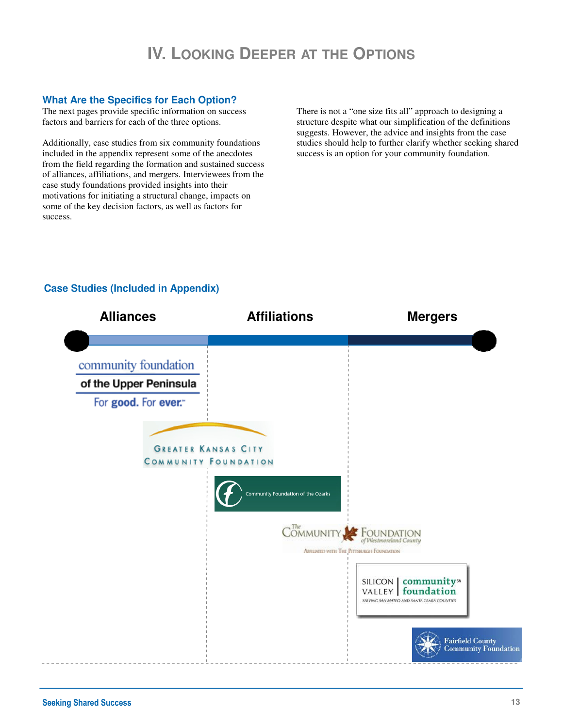# IV. Looking Deeper at the Options

## What Are the Specifics for Each Option?

The next pages provide specific information on success factors and barriers for each of the three options.

Additionally, case studies from six community foundations included in the appendix represent some of the anecdotes from the field regarding the formation and sustained success of alliances, affiliations, and mergers. Interviewees from the case study foundations provided insights into their motivations for initiating a structural change, impacts on some of the key decision factors, as well as factors for success.

There is not a "one size fits all" approach to designing a structure despite what our simplification of the definitions suggests. However, the advice and insights from the case studies should help to further clarify whether seeking shared success is an option for your community foundation.

## Case Studies (Included in Appendix)

**Alliances** | **Affiliations** | **Mergers**

- community foundation of the Upper Peninsula — For good. For ever.
- Greater Kansas City Community Foundation
- Community Foundation of the Ozarks
- The Community Foundation of Westmoreland County — Affiliated with The Pittsburgh Foundation
- Silicon Valley community foundation — Serving San Mateo and Santa Clara Counties
- Fairfield County Community Foundation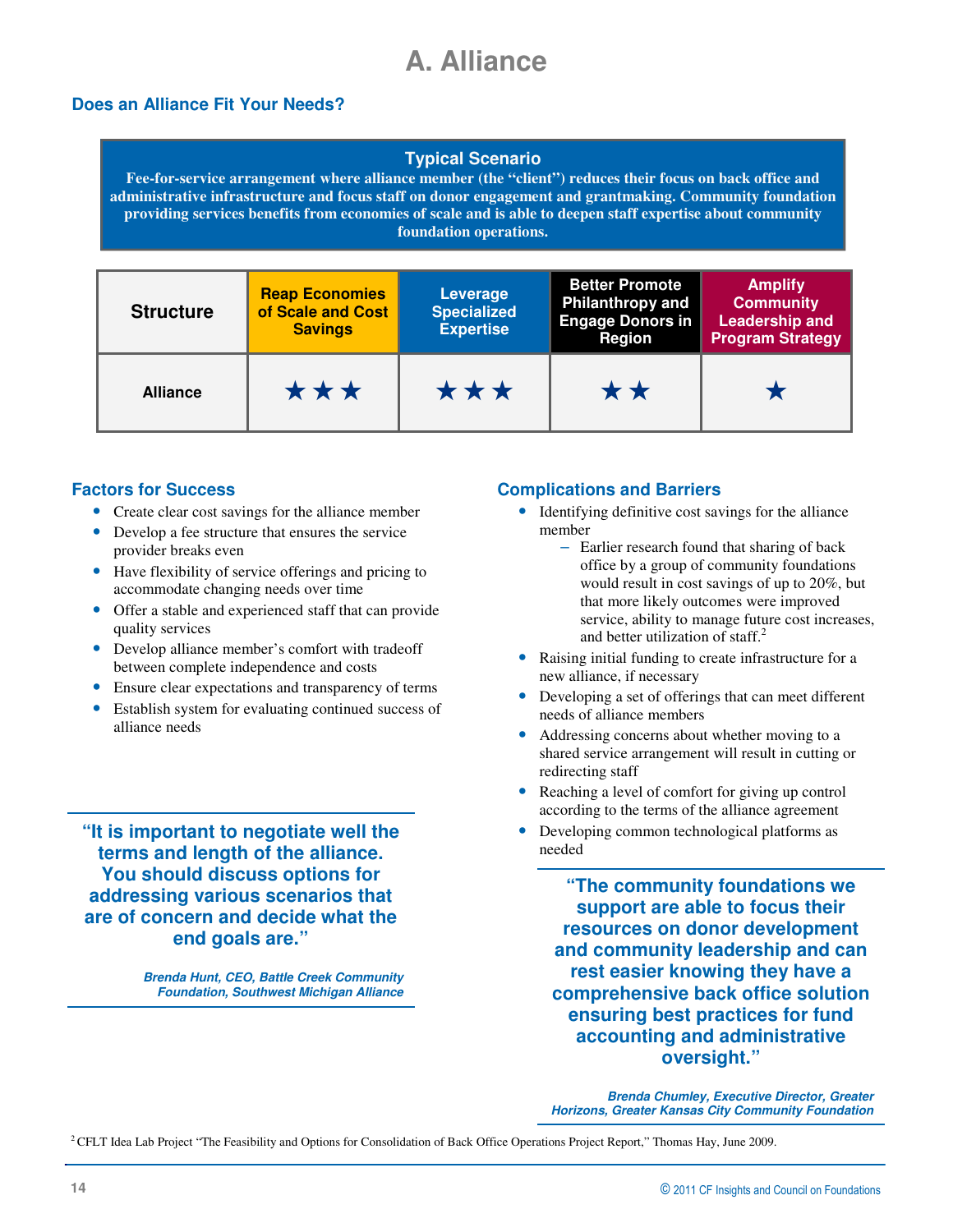# A. Alliance

## Does an Alliance Fit Your Needs?

**Typical Scenario**

**Fee-for-service arrangement where alliance member (the "client") reduces their focus on back office and administrative infrastructure and focus staff on donor engagement and grantmaking. Community foundation providing services benefits from economies of scale and is able to deepen staff expertise about community foundation operations.**

| Structure | Reap Economies of Scale and Cost Savings | Leverage Specialized Expertise | Better Promote Philanthropy and Engage Donors in Region | Amplify Community Leadership and Program Strategy |
|---|---|---|---|---|
| **Alliance** | ★★★ | ★★★ | ★★ | ★ |

### Factors for Success

- Create clear cost savings for the alliance member
- Develop a fee structure that ensures the service provider breaks even
- Have flexibility of service offerings and pricing to accommodate changing needs over time
- Offer a stable and experienced staff that can provide quality services
- Develop alliance member's comfort with tradeoff between complete independence and costs
- Ensure clear expectations and transparency of terms
- Establish system for evaluating continued success of alliance needs

> **"It is important to negotiate well the terms and length of the alliance. You should discuss options for addressing various scenarios that are of concern and decide what the end goals are."**
>
> ***Brenda Hunt, CEO, Battle Creek Community Foundation, Southwest Michigan Alliance***

### Complications and Barriers

- Identifying definitive cost savings for the alliance member
  - Earlier research found that sharing of back office by a group of community foundations would result in cost savings of up to 20%, but that more likely outcomes were improved service, ability to manage future cost increases, and better utilization of staff.[2]
- Raising initial funding to create infrastructure for a new alliance, if necessary
- Developing a set of offerings that can meet different needs of alliance members
- Addressing concerns about whether moving to a shared service arrangement will result in cutting or redirecting staff
- Reaching a level of comfort for giving up control according to the terms of the alliance agreement
- Developing common technological platforms as needed

> **"The community foundations we support are able to focus their resources on donor development and community leadership and can rest easier knowing they have a comprehensive back office solution ensuring best practices for fund accounting and administrative oversight."**
>
> ***Brenda Chumley, Executive Director, Greater Horizons, Greater Kansas City Community Foundation***

[2] CFLT Idea Lab Project "The Feasibility and Options for Consolidation of Back Office Operations Project Report," Thomas Hay, June 2009.

© 2011 CF Insights and Council on Foundations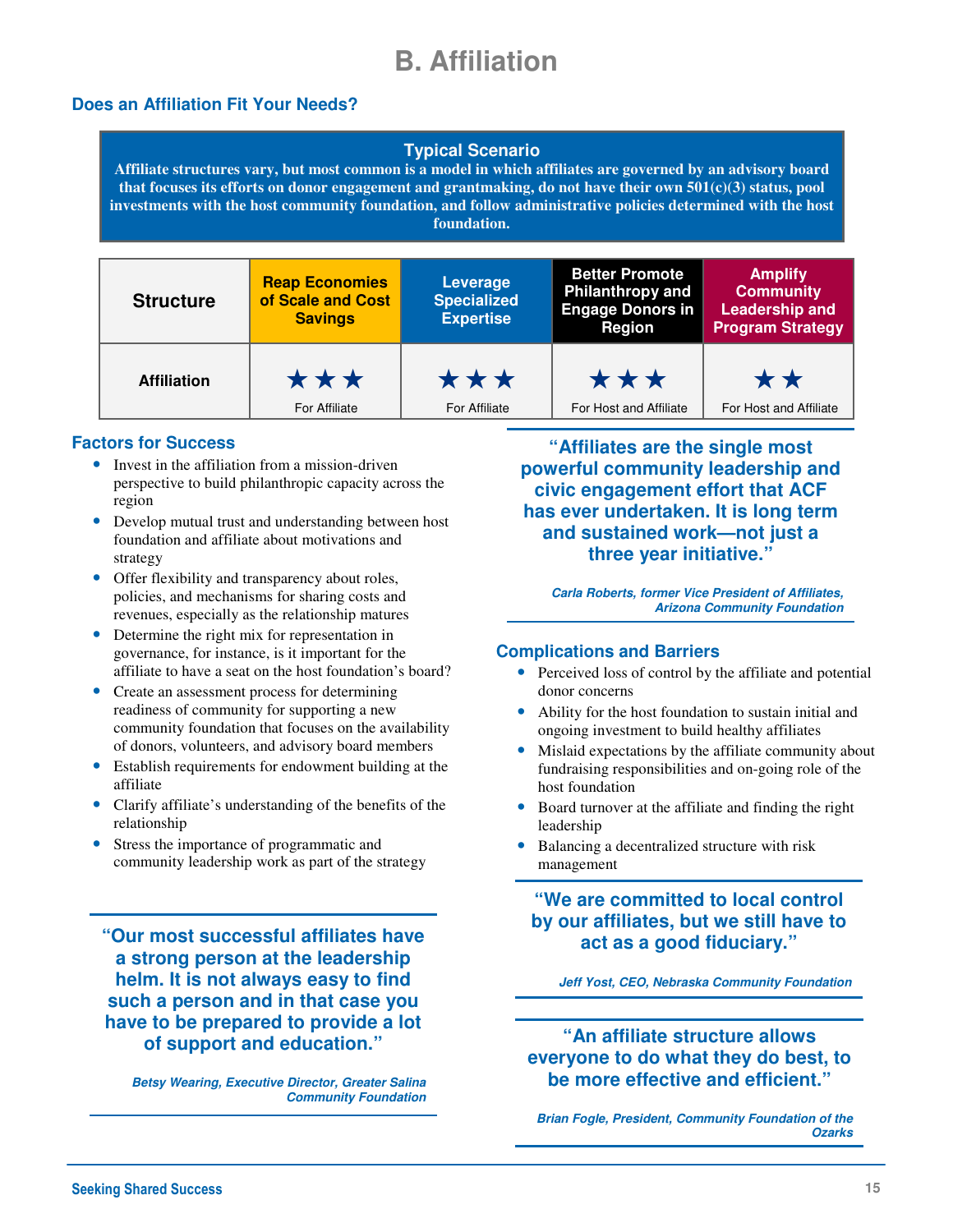# B. Affiliation

## Does an Affiliation Fit Your Needs?

**Typical Scenario**

**Affiliate structures vary, but most common is a model in which affiliates are governed by an advisory board that focuses its efforts on donor engagement and grantmaking, do not have their own 501(c)(3) status, pool investments with the host community foundation, and follow administrative policies determined with the host foundation.**

| Structure | Reap Economies of Scale and Cost Savings | Leverage Specialized Expertise | Better Promote Philanthropy and Engage Donors in Region | Amplify Community Leadership and Program Strategy |
|---|---|---|---|---|
| **Affiliation** | ★★★ For Affiliate | ★★★ For Affiliate | ★★★ For Host and Affiliate | ★★ For Host and Affiliate |

### Factors for Success

- Invest in the affiliation from a mission-driven perspective to build philanthropic capacity across the region
- Develop mutual trust and understanding between host foundation and affiliate about motivations and strategy
- Offer flexibility and transparency about roles, policies, and mechanisms for sharing costs and revenues, especially as the relationship matures
- Determine the right mix for representation in governance, for instance, is it important for the affiliate to have a seat on the host foundation's board?
- Create an assessment process for determining readiness of community for supporting a new community foundation that focuses on the availability of donors, volunteers, and advisory board members
- Establish requirements for endowment building at the affiliate
- Clarify affiliate's understanding of the benefits of the relationship
- Stress the importance of programmatic and community leadership work as part of the strategy

> **"Our most successful affiliates have a strong person at the leadership helm. It is not always easy to find such a person and in that case you have to be prepared to provide a lot of support and education."**
>
> *Betsy Wearing, Executive Director, Greater Salina Community Foundation*

> **"Affiliates are the single most powerful community leadership and civic engagement effort that ACF has ever undertaken. It is long term and sustained work—not just a three year initiative."**
>
> *Carla Roberts, former Vice President of Affiliates, Arizona Community Foundation*

### Complications and Barriers

- Perceived loss of control by the affiliate and potential donor concerns
- Ability for the host foundation to sustain initial and ongoing investment to build healthy affiliates
- Mislaid expectations by the affiliate community about fundraising responsibilities and on-going role of the host foundation
- Board turnover at the affiliate and finding the right leadership
- Balancing a decentralized structure with risk management

> **"We are committed to local control by our affiliates, but we still have to act as a good fiduciary."**
>
> *Jeff Yost, CEO, Nebraska Community Foundation*

> **"An affiliate structure allows everyone to do what they do best, to be more effective and efficient."**
>
> *Brian Fogle, President, Community Foundation of the Ozarks*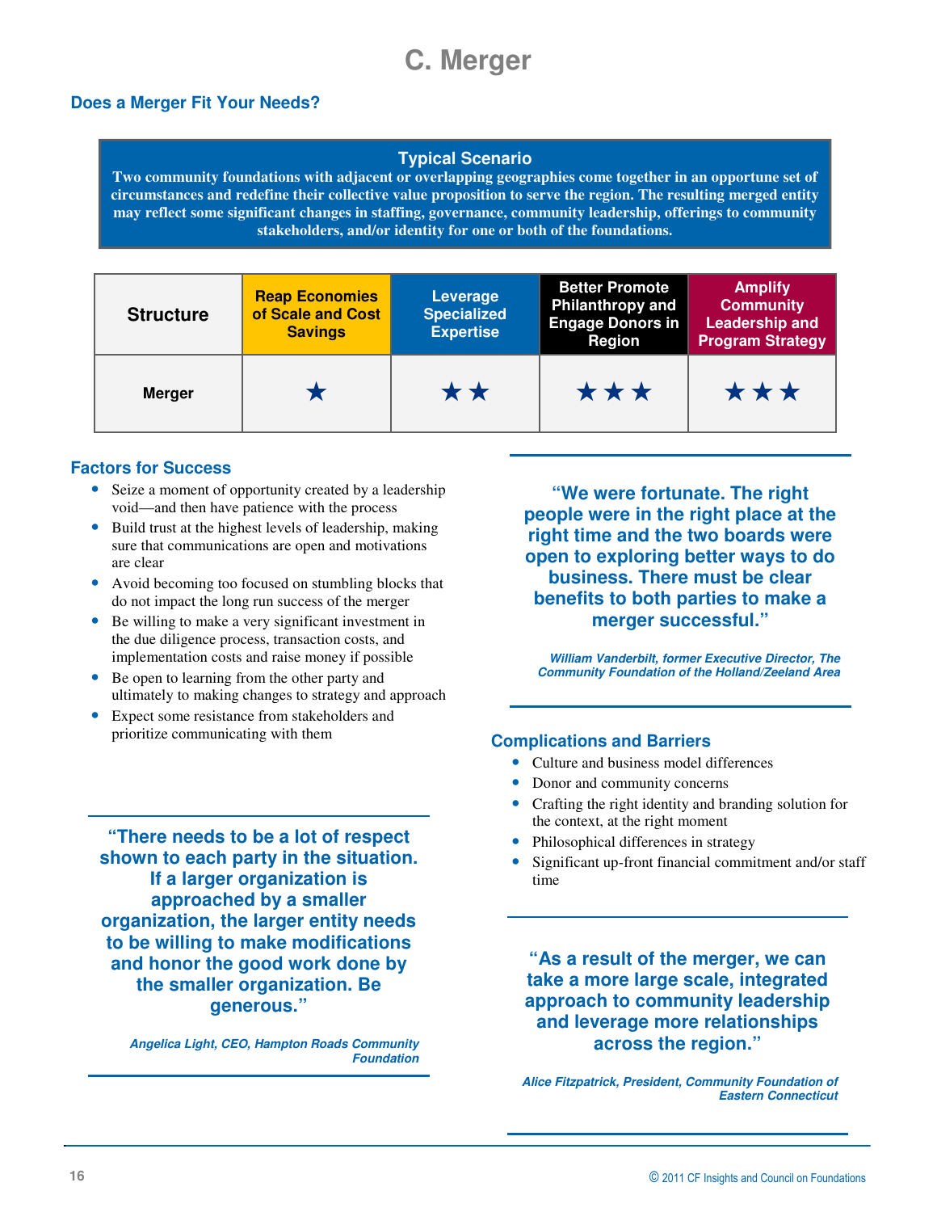# C. Merger

## Does a Merger Fit Your Needs?

**Typical Scenario**

**Two community foundations with adjacent or overlapping geographies come together in an opportune set of circumstances and redefine their collective value proposition to serve the region. The resulting merged entity may reflect some significant changes in staffing, governance, community leadership, offerings to community stakeholders, and/or identity for one or both of the foundations.**

| Structure | Reap Economies of Scale and Cost Savings | Leverage Specialized Expertise | Better Promote Philanthropy and Engage Donors in Region | Amplify Community Leadership and Program Strategy |
|---|---|---|---|---|
| Merger | ★ | ★★ | ★★★ | ★★★ |

### Factors for Success

- Seize a moment of opportunity created by a leadership void—and then have patience with the process
- Build trust at the highest levels of leadership, making sure that communications are open and motivations are clear
- Avoid becoming too focused on stumbling blocks that do not impact the long run success of the merger
- Be willing to make a very significant investment in the due diligence process, transaction costs, and implementation costs and raise money if possible
- Be open to learning from the other party and ultimately to making changes to strategy and approach
- Expect some resistance from stakeholders and prioritize communicating with them

> **"We were fortunate. The right people were in the right place at the right time and the two boards were open to exploring better ways to do business. There must be clear benefits to both parties to make a merger successful."**
>
> *William Vanderbilt, former Executive Director, The Community Foundation of the Holland/Zeeland Area*

> **"There needs to be a lot of respect shown to each party in the situation. If a larger organization is approached by a smaller organization, the larger entity needs to be willing to make modifications and honor the good work done by the smaller organization. Be generous."**
>
> *Angelica Light, CEO, Hampton Roads Community Foundation*

### Complications and Barriers

- Culture and business model differences
- Donor and community concerns
- Crafting the right identity and branding solution for the context, at the right moment
- Philosophical differences in strategy
- Significant up-front financial commitment and/or staff time

> **"As a result of the merger, we can take a more large scale, integrated approach to community leadership and leverage more relationships across the region."**
>
> *Alice Fitzpatrick, President, Community Foundation of Eastern Connecticut*

© 2011 CF Insights and Council on Foundations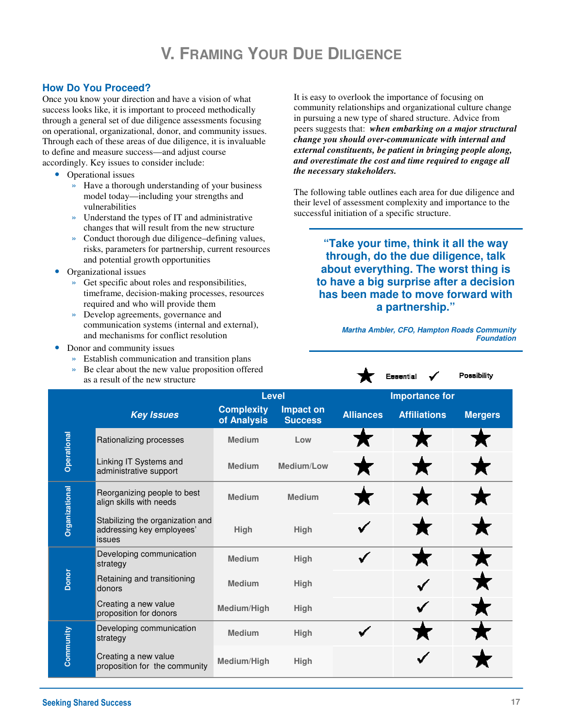# V. Framing Your Due Diligence

## How Do You Proceed?

Once you know your direction and have a vision of what success looks like, it is important to proceed methodically through a general set of due diligence assessments focusing on operational, organizational, donor, and community issues. Through each of these areas of due diligence, it is invaluable to define and measure success—and adjust course accordingly. Key issues to consider include:

- Operational issues
  - Have a thorough understanding of your business model today—including your strengths and vulnerabilities
  - Understand the types of IT and administrative changes that will result from the new structure
  - Conduct thorough due diligence–defining values, risks, parameters for partnership, current resources and potential growth opportunities
- Organizational issues
  - Get specific about roles and responsibilities, timeframe, decision-making processes, resources required and who will provide them
  - Develop agreements, governance and communication systems (internal and external), and mechanisms for conflict resolution
- Donor and community issues
  - Establish communication and transition plans
  - Be clear about the new value proposition offered as a result of the new structure

It is easy to overlook the importance of focusing on community relationships and organizational culture change in pursuing a new type of shared structure. Advice from peers suggests that: ***when embarking on a major structural change you should over-communicate with internal and external constituents, be patient in bringing people along, and overestimate the cost and time required to engage all the necessary stakeholders.***

The following table outlines each area for due diligence and their level of assessment complexity and importance to the successful initiation of a specific structure.

> **"Take your time, think it all the way through, do the due diligence, talk about everything. The worst thing is to have a big surprise after a decision has been made to move forward with a partnership."**
>
> *Martha Ambler, CFO, Hampton Roads Community Foundation*

★ Essential ✓ Possibility

| | | Level | | Importance for | | |
|---|---|---|---|---|---|---|
| | ***Key Issues*** | **Complexity of Analysis** | **Impact on Success** | **Alliances** | **Affiliations** | **Mergers** |
| **Operational** | Rationalizing processes | Medium | Low | ★ | ★ | ★ |
| | Linking IT Systems and administrative support | Medium | Medium/Low | ★ | ★ | ★ |
| **Organizational** | Reorganizing people to best align skills with needs | Medium | Medium | ★ | ★ | ★ |
| | Stabilizing the organization and addressing key employees' issues | High | High | ✓ | ★ | ★ |
| **Donor** | Developing communication strategy | Medium | High | ✓ | ★ | ★ |
| | Retaining and transitioning donors | Medium | High | | ✓ | ★ |
| | Creating a new value proposition for donors | Medium/High | High | | ✓ | ★ |
| **Community** | Developing communication strategy | Medium | High | ✓ | ★ | ★ |
| | Creating a new value proposition for the community | Medium/High | High | | ✓ | ★ |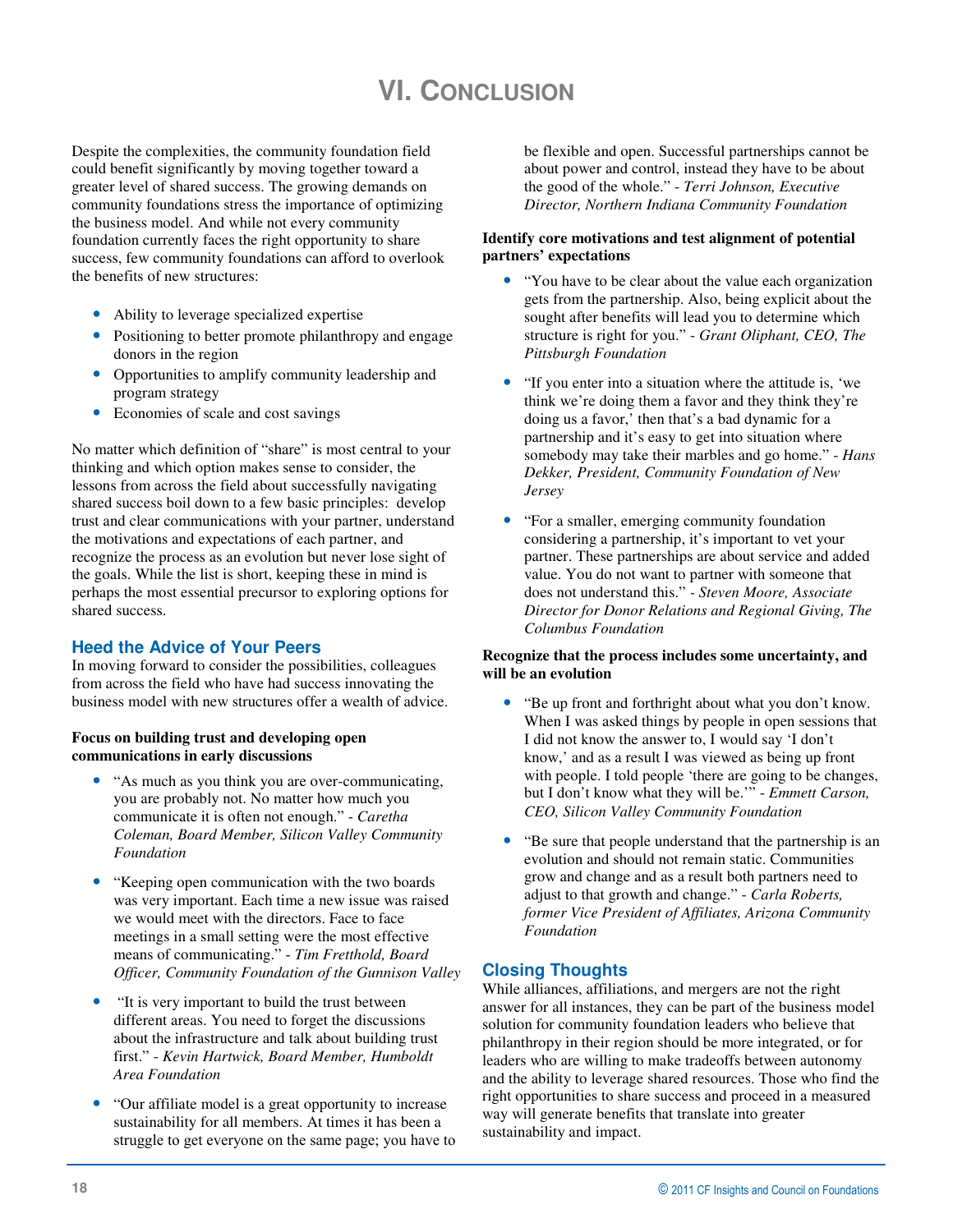# VI. Conclusion

Despite the complexities, the community foundation field could benefit significantly by moving together toward a greater level of shared success. The growing demands on community foundations stress the importance of optimizing the business model. And while not every community foundation currently faces the right opportunity to share success, few community foundations can afford to overlook the benefits of new structures:

- Ability to leverage specialized expertise
- Positioning to better promote philanthropy and engage donors in the region
- Opportunities to amplify community leadership and program strategy
- Economies of scale and cost savings

No matter which definition of "share" is most central to your thinking and which option makes sense to consider, the lessons from across the field about successfully navigating shared success boil down to a few basic principles: develop trust and clear communications with your partner, understand the motivations and expectations of each partner, and recognize the process as an evolution but never lose sight of the goals. While the list is short, keeping these in mind is perhaps the most essential precursor to exploring options for shared success.

## Heed the Advice of Your Peers

In moving forward to consider the possibilities, colleagues from across the field who have had success innovating the business model with new structures offer a wealth of advice.

**Focus on building trust and developing open communications in early discussions**

- "As much as you think you are over-communicating, you are probably not. No matter how much you communicate it is often not enough." - *Caretha Coleman, Board Member, Silicon Valley Community Foundation*
- "Keeping open communication with the two boards was very important. Each time a new issue was raised we would meet with the directors. Face to face meetings in a small setting were the most effective means of communicating." - *Tim Fretthold, Board Officer, Community Foundation of the Gunnison Valley*
- "It is very important to build the trust between different areas. You need to forget the discussions about the infrastructure and talk about building trust first." - *Kevin Hartwick, Board Member, Humboldt Area Foundation*
- "Our affiliate model is a great opportunity to increase sustainability for all members. At times it has been a struggle to get everyone on the same page; you have to be flexible and open. Successful partnerships cannot be about power and control, instead they have to be about the good of the whole." - *Terri Johnson, Executive Director, Northern Indiana Community Foundation*

**Identify core motivations and test alignment of potential partners' expectations**

- "You have to be clear about the value each organization gets from the partnership. Also, being explicit about the sought after benefits will lead you to determine which structure is right for you." - *Grant Oliphant, CEO, The Pittsburgh Foundation*
- "If you enter into a situation where the attitude is, 'we think we're doing them a favor and they think they're doing us a favor,' then that's a bad dynamic for a partnership and it's easy to get into situation where somebody may take their marbles and go home." - *Hans Dekker, President, Community Foundation of New Jersey*
- "For a smaller, emerging community foundation considering a partnership, it's important to vet your partner. These partnerships are about service and added value. You do not want to partner with someone that does not understand this." - *Steven Moore, Associate Director for Donor Relations and Regional Giving, The Columbus Foundation*

**Recognize that the process includes some uncertainty, and will be an evolution**

- "Be up front and forthright about what you don't know. When I was asked things by people in open sessions that I did not know the answer to, I would say 'I don't know,' and as a result I was viewed as being up front with people. I told people 'there are going to be changes, but I don't know what they will be.'" - *Emmett Carson, CEO, Silicon Valley Community Foundation*
- "Be sure that people understand that the partnership is an evolution and should not remain static. Communities grow and change and as a result both partners need to adjust to that growth and change." - *Carla Roberts, former Vice President of Affiliates, Arizona Community Foundation*

## Closing Thoughts

While alliances, affiliations, and mergers are not the right answer for all instances, they can be part of the business model solution for community foundation leaders who believe that philanthropy in their region should be more integrated, or for leaders who are willing to make tradeoffs between autonomy and the ability to leverage shared resources. Those who find the right opportunities to share success and proceed in a measured way will generate benefits that translate into greater sustainability and impact.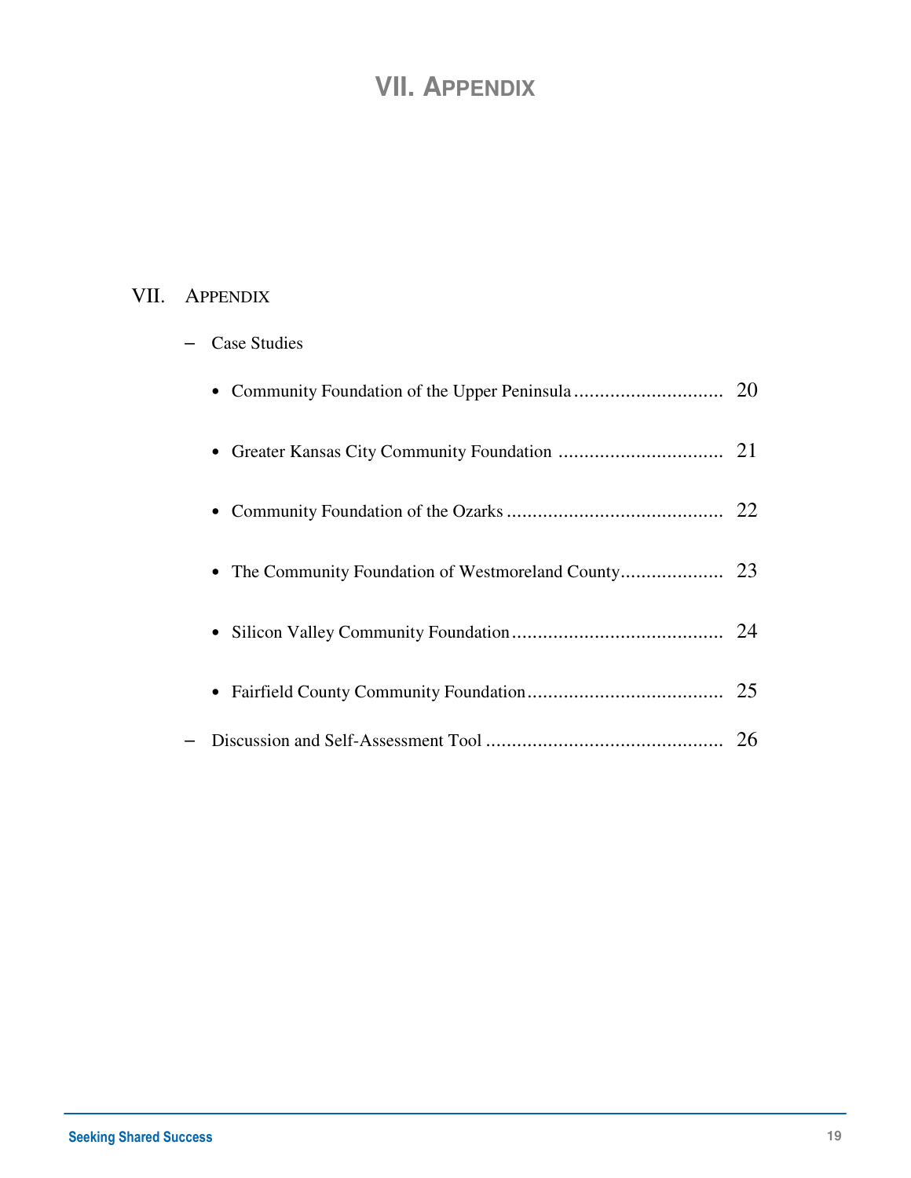# VII. Appendix

VII. Appendix

– Case Studies

- Community Foundation of the Upper Peninsula ............................ 20
- Greater Kansas City Community Foundation ............................... 21
- Community Foundation of the Ozarks ......................................... 22
- The Community Foundation of Westmoreland County.................... 23
- Silicon Valley Community Foundation........................................ 24
- Fairfield County Community Foundation..................................... 25

– Discussion and Self-Assessment Tool ............................................. 26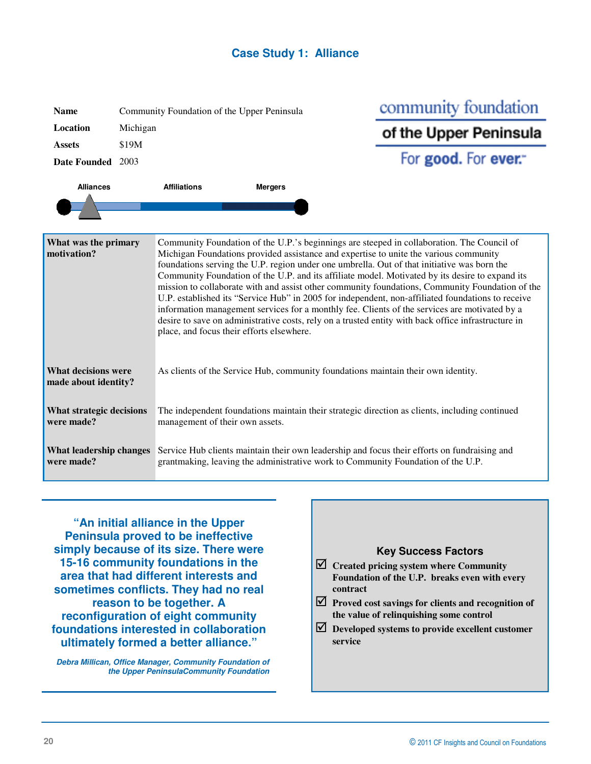# Case Study 1: Alliance

| | |
|---|---|
| **Name** | Community Foundation of the Upper Peninsula |
| **Location** | Michigan |
| **Assets** | $19M |
| **Date Founded** | 2003 |

community foundation of the Upper Peninsula
For good. For ever.™

Alliances — Affiliations — Mergers

| | |
|---|---|
| **What was the primary motivation?** | Community Foundation of the U.P.'s beginnings are steeped in collaboration. The Council of Michigan Foundations provided assistance and expertise to unite the various community foundations serving the U.P. region under one umbrella. Out of that initiative was born the Community Foundation of the U.P. and its affiliate model. Motivated by its desire to expand its mission to collaborate with and assist other community foundations, Community Foundation of the U.P. established its "Service Hub" in 2005 for independent, non-affiliated foundations to receive information management services for a monthly fee. Clients of the services are motivated by a desire to save on administrative costs, rely on a trusted entity with back office infrastructure in place, and focus their efforts elsewhere. |
| **What decisions were made about identity?** | As clients of the Service Hub, community foundations maintain their own identity. |
| **What strategic decisions were made?** | The independent foundations maintain their strategic direction as clients, including continued management of their own assets. |
| **What leadership changes were made?** | Service Hub clients maintain their own leadership and focus their efforts on fundraising and grantmaking, leaving the administrative work to Community Foundation of the U.P. |

**"An initial alliance in the Upper Peninsula proved to be ineffective simply because of its size. There were 15-16 community foundations in the area that had different interests and sometimes conflicts. They had no real reason to be together. A reconfiguration of eight community foundations interested in collaboration ultimately formed a better alliance."**

*Debra Millican, Office Manager, Community Foundation of the Upper PeninsulaCommunity Foundation*

### Key Success Factors

- ☑ **Created pricing system where Community Foundation of the U.P. breaks even with every contract**
- ☑ **Proved cost savings for clients and recognition of the value of relinquishing some control**
- ☑ **Developed systems to provide excellent customer service**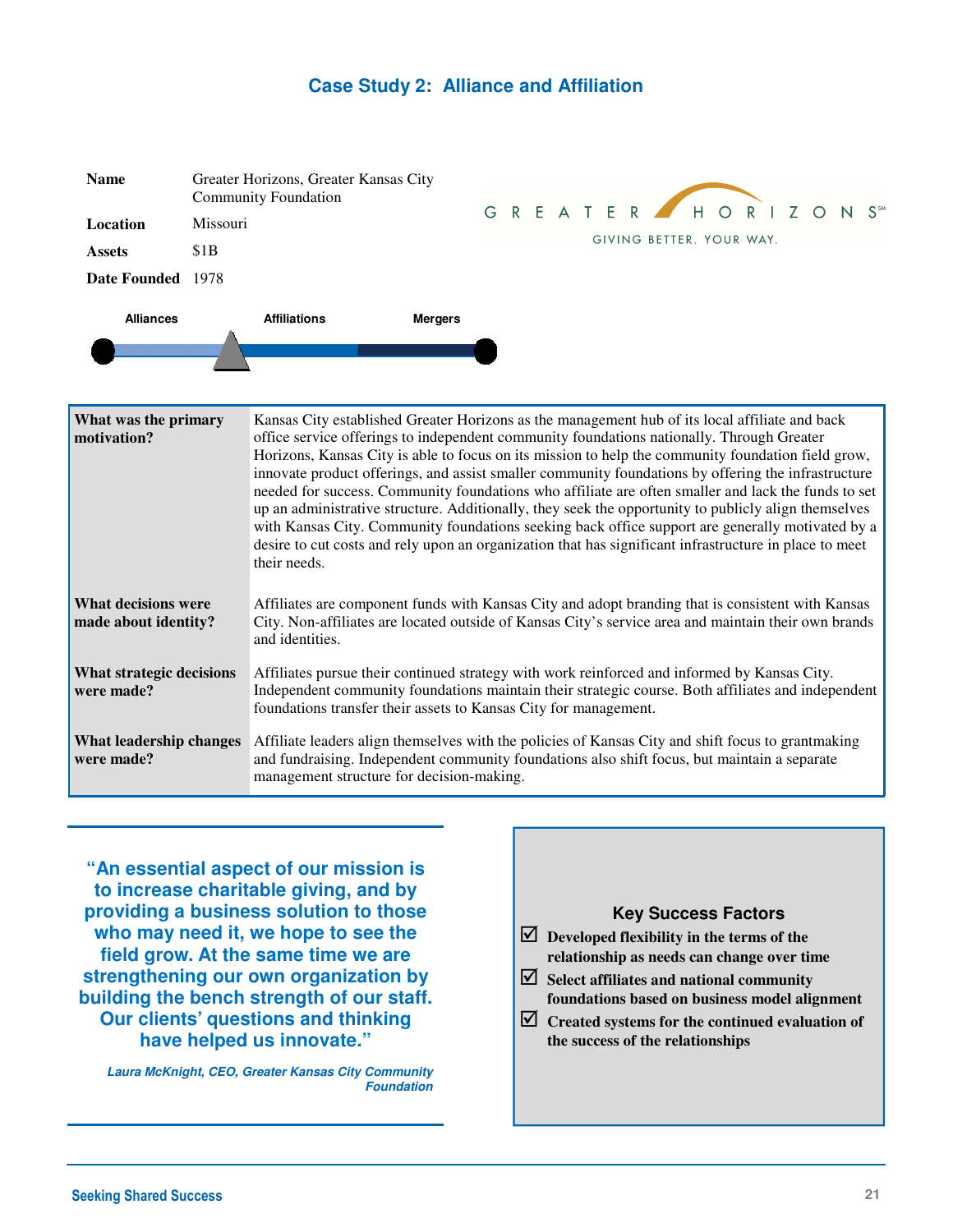## Case Study 2: Alliance and Affiliation

| | |
|---|---|
| **Name** | Greater Horizons, Greater Kansas City Community Foundation |
| **Location** | Missouri |
| **Assets** | $1B |
| **Date Founded** | 1978 |

GREATER HORIZONS℠

GIVING BETTER. YOUR WAY.

**Alliances** — **Affiliations** — **Mergers**

| | |
|---|---|
| **What was the primary motivation?** | Kansas City established Greater Horizons as the management hub of its local affiliate and back office service offerings to independent community foundations nationally. Through Greater Horizons, Kansas City is able to focus on its mission to help the community foundation field grow, innovate product offerings, and assist smaller community foundations by offering the infrastructure needed for success. Community foundations who affiliate are often smaller and lack the funds to set up an administrative structure. Additionally, they seek the opportunity to publicly align themselves with Kansas City. Community foundations seeking back office support are generally motivated by a desire to cut costs and rely upon an organization that has significant infrastructure in place to meet their needs. |
| **What decisions were made about identity?** | Affiliates are component funds with Kansas City and adopt branding that is consistent with Kansas City. Non-affiliates are located outside of Kansas City's service area and maintain their own brands and identities. |
| **What strategic decisions were made?** | Affiliates pursue their continued strategy with work reinforced and informed by Kansas City. Independent community foundations maintain their strategic course. Both affiliates and independent foundations transfer their assets to Kansas City for management. |
| **What leadership changes were made?** | Affiliate leaders align themselves with the policies of Kansas City and shift focus to grantmaking and fundraising. Independent community foundations also shift focus, but maintain a separate management structure for decision-making. |

> **"An essential aspect of our mission is to increase charitable giving, and by providing a business solution to those who may need it, we hope to see the field grow. At the same time we are strengthening our own organization by building the bench strength of our staff. Our clients' questions and thinking have helped us innovate."**
>
> *Laura McKnight, CEO, Greater Kansas City Community Foundation*

### Key Success Factors

- ☑ **Developed flexibility in the terms of the relationship as needs can change over time**
- ☑ **Select affiliates and national community foundations based on business model alignment**
- ☑ **Created systems for the continued evaluation of the success of the relationships**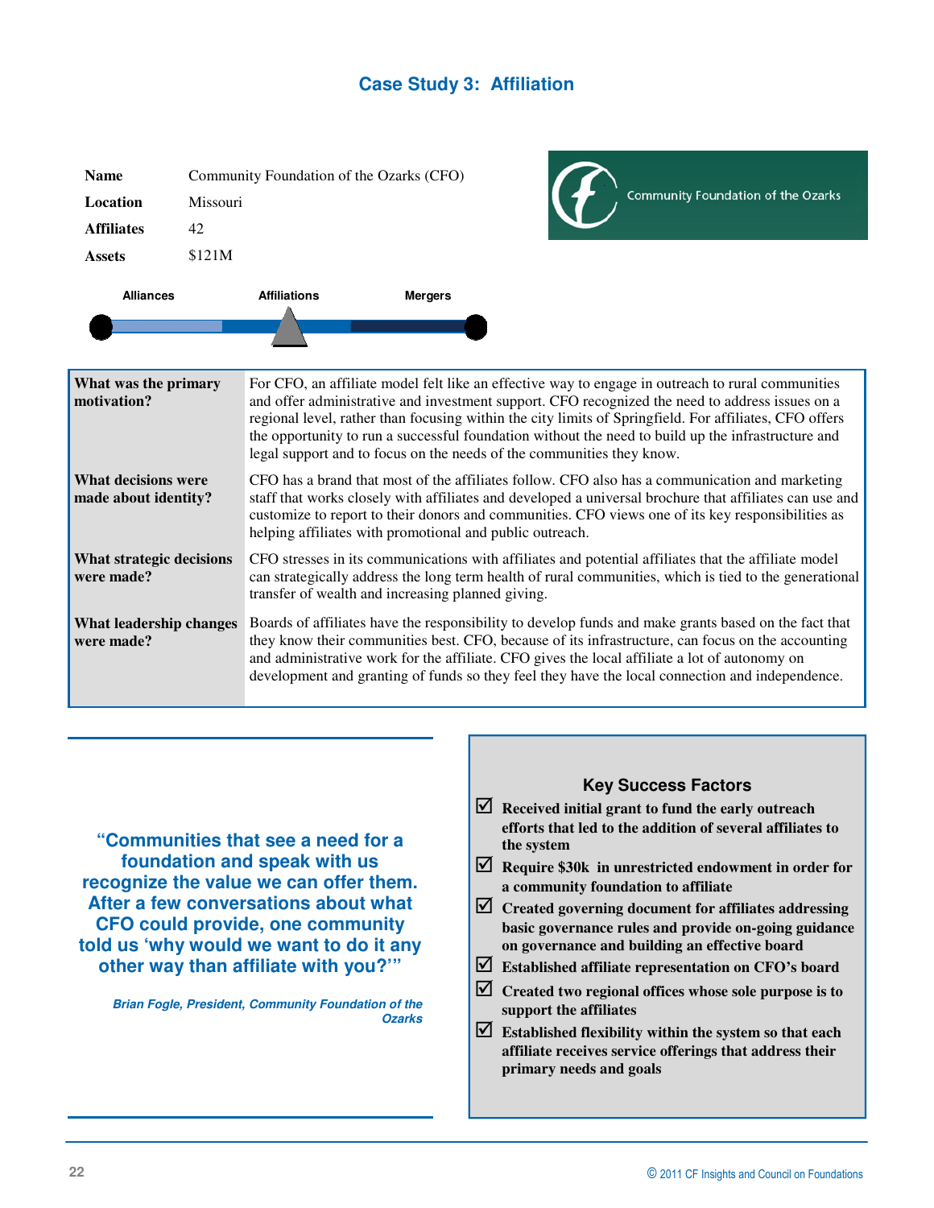# Case Study 3: Affiliation

| | |
|---|---|
| **Name** | Community Foundation of the Ozarks (CFO) |
| **Location** | Missouri |
| **Affiliates** | 42 |
| **Assets** | $121M |

Alliances — **Affiliations** — Mergers

| | |
|---|---|
| **What was the primary motivation?** | For CFO, an affiliate model felt like an effective way to engage in outreach to rural communities and offer administrative and investment support. CFO recognized the need to address issues on a regional level, rather than focusing within the city limits of Springfield. For affiliates, CFO offers the opportunity to run a successful foundation without the need to build up the infrastructure and legal support and to focus on the needs of the communities they know. |
| **What decisions were made about identity?** | CFO has a brand that most of the affiliates follow. CFO also has a communication and marketing staff that works closely with affiliates and developed a universal brochure that affiliates can use and customize to report to their donors and communities. CFO views one of its key responsibilities as helping affiliates with promotional and public outreach. |
| **What strategic decisions were made?** | CFO stresses in its communications with affiliates and potential affiliates that the affiliate model can strategically address the long term health of rural communities, which is tied to the generational transfer of wealth and increasing planned giving. |
| **What leadership changes were made?** | Boards of affiliates have the responsibility to develop funds and make grants based on the fact that they know their communities best. CFO, because of its infrastructure, can focus on the accounting and administrative work for the affiliate. CFO gives the local affiliate a lot of autonomy on development and granting of funds so they feel they have the local connection and independence. |

**"Communities that see a need for a foundation and speak with us recognize the value we can offer them. After a few conversations about what CFO could provide, one community told us 'why would we want to do it any other way than affiliate with you?'"**

*Brian Fogle, President, Community Foundation of the Ozarks*

### Key Success Factors

- ☑ **Received initial grant to fund the early outreach efforts that led to the addition of several affiliates to the system**
- ☑ **Require $30k in unrestricted endowment in order for a community foundation to affiliate**
- ☑ **Created governing document for affiliates addressing basic governance rules and provide on-going guidance on governance and building an effective board**
- ☑ **Established affiliate representation on CFO's board**
- ☑ **Created two regional offices whose sole purpose is to support the affiliates**
- ☑ **Established flexibility within the system so that each affiliate receives service offerings that address their primary needs and goals**

© 2011 CF Insights and Council on Foundations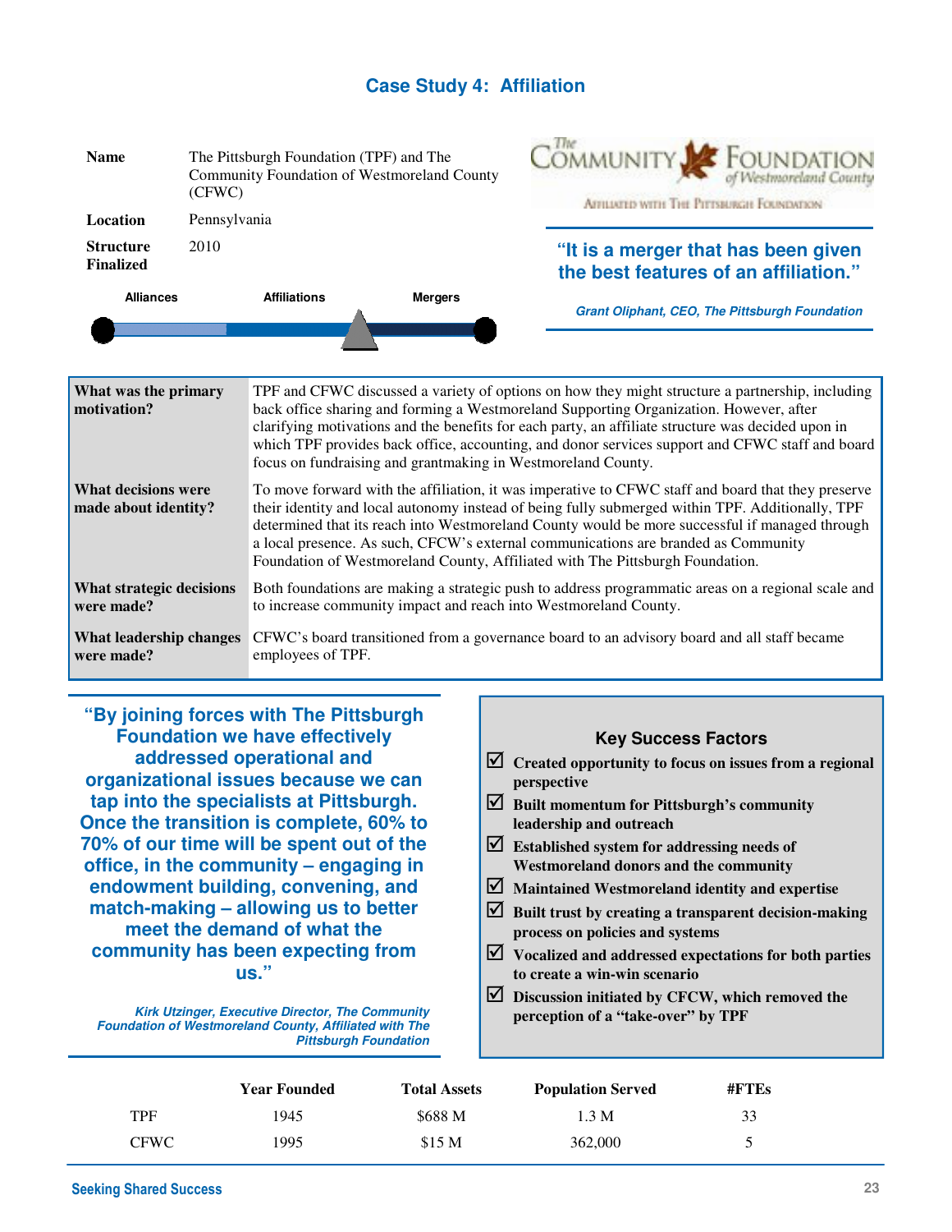## Case Study 4: Affiliation

| | |
|---|---|
| **Name** | The Pittsburgh Foundation (TPF) and The Community Foundation of Westmoreland County (CFWC) |
| **Location** | Pennsylvania |
| **Structure Finalized** | 2010 |

The Community Foundation of Westmoreland County
Affiliated with The Pittsburgh Foundation

**Alliances** — **Affiliations** — **Mergers**

> **"It is a merger that has been given the best features of an affiliation."**
>
> *Grant Oliphant, CEO, The Pittsburgh Foundation*

| | |
|---|---|
| **What was the primary motivation?** | TPF and CFWC discussed a variety of options on how they might structure a partnership, including back office sharing and forming a Westmoreland Supporting Organization. However, after clarifying motivations and the benefits for each party, an affiliate structure was decided upon in which TPF provides back office, accounting, and donor services support and CFWC staff and board focus on fundraising and grantmaking in Westmoreland County. |
| **What decisions were made about identity?** | To move forward with the affiliation, it was imperative to CFWC staff and board that they preserve their identity and local autonomy instead of being fully submerged within TPF. Additionally, TPF determined that its reach into Westmoreland County would be more successful if managed through a local presence. As such, CFCW's external communications are branded as Community Foundation of Westmoreland County, Affiliated with The Pittsburgh Foundation. |
| **What strategic decisions were made?** | Both foundations are making a strategic push to address programmatic areas on a regional scale and to increase community impact and reach into Westmoreland County. |
| **What leadership changes were made?** | CFWC's board transitioned from a governance board to an advisory board and all staff became employees of TPF. |

> **"By joining forces with The Pittsburgh Foundation we have effectively addressed operational and organizational issues because we can tap into the specialists at Pittsburgh. Once the transition is complete, 60% to 70% of our time will be spent out of the office, in the community – engaging in endowment building, convening, and match-making – allowing us to better meet the demand of what the community has been expecting from us."**
>
> *Kirk Utzinger, Executive Director, The Community Foundation of Westmoreland County, Affiliated with The Pittsburgh Foundation*

### Key Success Factors

- ☑ **Created opportunity to focus on issues from a regional perspective**
- ☑ **Built momentum for Pittsburgh's community leadership and outreach**
- ☑ **Established system for addressing needs of Westmoreland donors and the community**
- ☑ **Maintained Westmoreland identity and expertise**
- ☑ **Built trust by creating a transparent decision-making process on policies and systems**
- ☑ **Vocalized and addressed expectations for both parties to create a win-win scenario**
- ☑ **Discussion initiated by CFCW, which removed the perception of a "take-over" by TPF**

| | Year Founded | Total Assets | Population Served | #FTEs |
|---|---|---|---|---|
| TPF | 1945 | $688 M | 1.3 M | 33 |
| CFWC | 1995 | $15 M | 362,000 | 5 |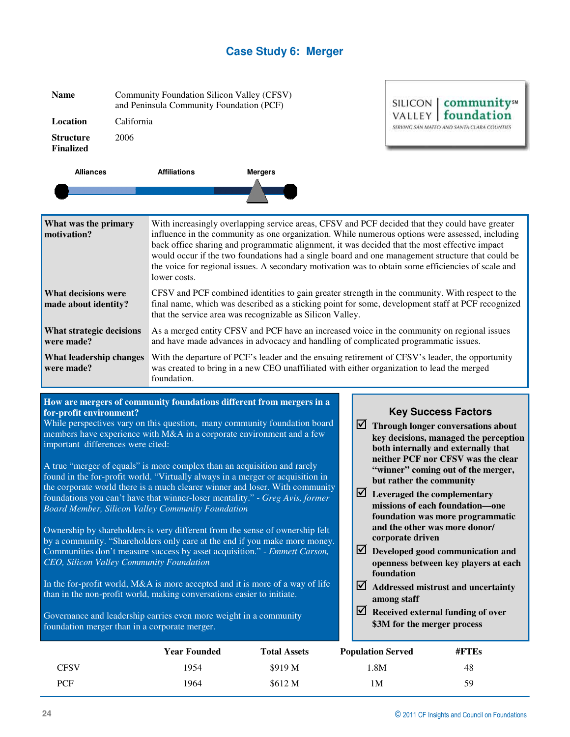## Case Study 6: Merger

| | |
|---|---|
| **Name** | Community Foundation Silicon Valley (CFSV) and Peninsula Community Foundation (PCF) |
| **Location** | California |
| **Structure Finalized** | 2006 |

Alliances — Affiliations — **Mergers**

| | |
|---|---|
| **What was the primary motivation?** | With increasingly overlapping service areas, CFSV and PCF decided that they could have greater influence in the community as one organization. While numerous options were assessed, including back office sharing and programmatic alignment, it was decided that the most effective impact would occur if the two foundations had a single board and one management structure that could be the voice for regional issues. A secondary motivation was to obtain some efficiencies of scale and lower costs. |
| **What decisions were made about identity?** | CFSV and PCF combined identities to gain greater strength in the community. With respect to the final name, which was described as a sticking point for some, development staff at PCF recognized that the service area was recognizable as Silicon Valley. |
| **What strategic decisions were made?** | As a merged entity CFSV and PCF have an increased voice in the community on regional issues and have made advances in advocacy and handling of complicated programmatic issues. |
| **What leadership changes were made?** | With the departure of PCF's leader and the ensuing retirement of CFSV's leader, the opportunity was created to bring in a new CEO unaffiliated with either organization to lead the merged foundation. |

**How are mergers of community foundations different from mergers in a for-profit environment?**

While perspectives vary on this question, many community foundation board members have experience with M&A in a corporate environment and a few important differences were cited:

A true "merger of equals" is more complex than an acquisition and rarely found in the for-profit world. "Virtually always in a merger or acquisition in the corporate world there is a much clearer winner and loser. With community foundations you can't have that winner-loser mentality." - *Greg Avis, former Board Member, Silicon Valley Community Foundation*

Ownership by shareholders is very different from the sense of ownership felt by a community. "Shareholders only care at the end if you make more money. Communities don't measure success by asset acquisition." - *Emmett Carson, CEO, Silicon Valley Community Foundation*

In the for-profit world, M&A is more accepted and it is more of a way of life than in the non-profit world, making conversations easier to initiate.

Governance and leadership carries even more weight in a community foundation merger than in a corporate merger.

### Key Success Factors

- ☑ **Through longer conversations about key decisions, managed the perception both internally and externally that neither PCF nor CFSV was the clear "winner" coming out of the merger, but rather the community**
- ☑ **Leveraged the complementary missions of each foundation—one foundation was more programmatic and the other was more donor/corporate driven**
- ☑ **Developed good communication and openness between key players at each foundation**
- ☑ **Addressed mistrust and uncertainty among staff**
- ☑ **Received external funding of over $3M for the merger process**

| | Year Founded | Total Assets | Population Served | #FTEs |
|---|---|---|---|---|
| CFSV | 1954 | $919 M | 1.8M | 48 |
| PCF | 1964 | $612 M | 1M | 59 |

© 2011 CF Insights and Council on Foundations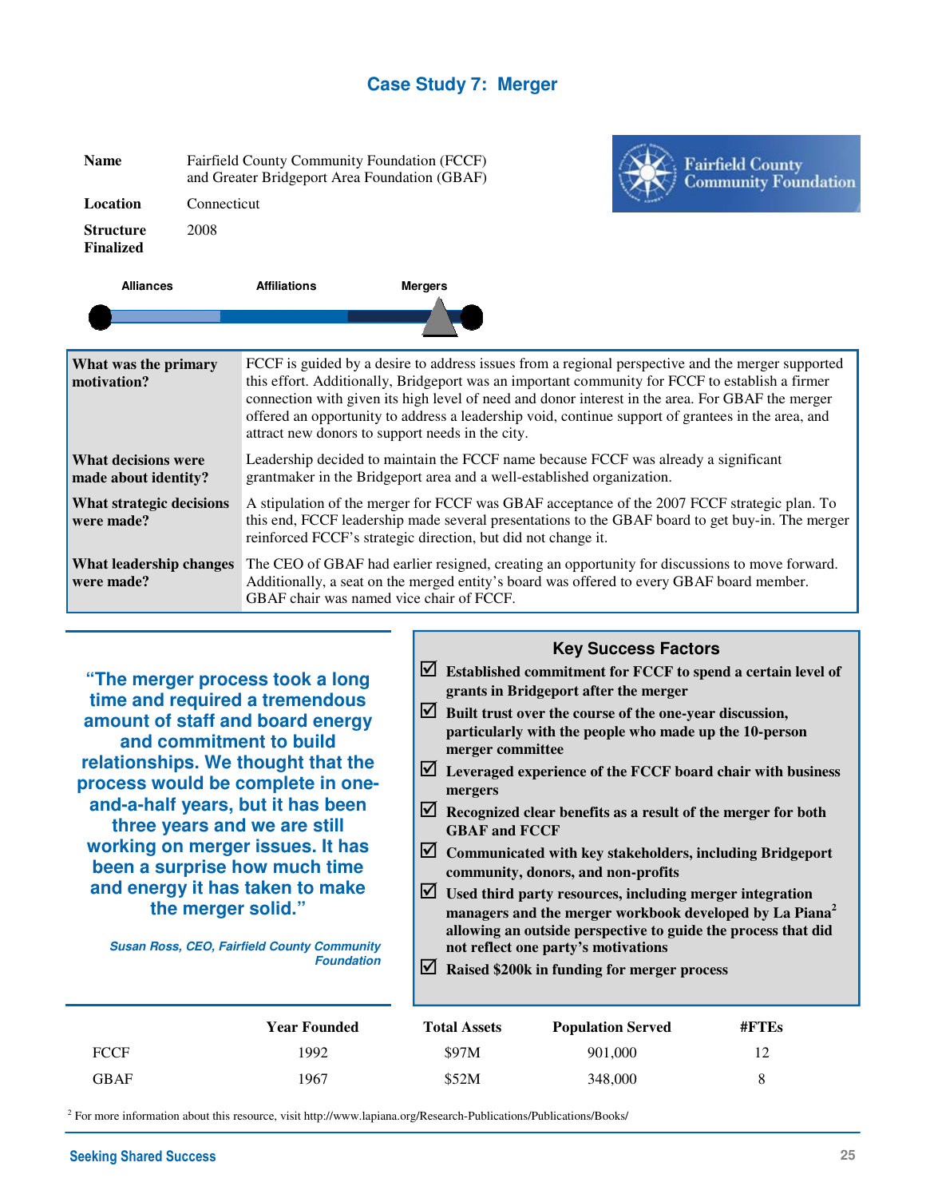# Case Study 7: Merger

| | |
|---|---|
| **Name** | Fairfield County Community Foundation (FCCF) and Greater Bridgeport Area Foundation (GBAF) |
| **Location** | Connecticut |
| **Structure Finalized** | 2008 |

Fairfield County Community Foundation

**Alliances** — **Affiliations** — **Mergers**

| | |
|---|---|
| **What was the primary motivation?** | FCCF is guided by a desire to address issues from a regional perspective and the merger supported this effort. Additionally, Bridgeport was an important community for FCCF to establish a firmer connection with given its high level of need and donor interest in the area. For GBAF the merger offered an opportunity to address a leadership void, continue support of grantees in the area, and attract new donors to support needs in the city. |
| **What decisions were made about identity?** | Leadership decided to maintain the FCCF name because FCCF was already a significant grantmaker in the Bridgeport area and a well-established organization. |
| **What strategic decisions were made?** | A stipulation of the merger for FCCF was GBAF acceptance of the 2007 FCCF strategic plan. To this end, FCCF leadership made several presentations to the GBAF board to get buy-in. The merger reinforced FCCF's strategic direction, but did not change it. |
| **What leadership changes were made?** | The CEO of GBAF had earlier resigned, creating an opportunity for discussions to move forward. Additionally, a seat on the merged entity's board was offered to every GBAF board member. GBAF chair was named vice chair of FCCF. |

**"The merger process took a long time and required a tremendous amount of staff and board energy and commitment to build relationships. We thought that the process would be complete in one-and-a-half years, but it has been three years and we are still working on merger issues. It has been a surprise how much time and energy it has taken to make the merger solid."**

*Susan Ross, CEO, Fairfield County Community Foundation*

## Key Success Factors

- ☑ **Established commitment for FCCF to spend a certain level of grants in Bridgeport after the merger**
- ☑ **Built trust over the course of the one-year discussion, particularly with the people who made up the 10-person merger committee**
- ☑ **Leveraged experience of the FCCF board chair with business mergers**
- ☑ **Recognized clear benefits as a result of the merger for both GBAF and FCCF**
- ☑ **Communicated with key stakeholders, including Bridgeport community, donors, and non-profits**
- ☑ **Used third party resources, including merger integration managers and the merger workbook developed by La Piana[2] allowing an outside perspective to guide the process that did not reflect one party's motivations**
- ☑ **Raised $200k in funding for merger process**

| | Year Founded | Total Assets | Population Served | #FTEs |
|---|---|---|---|---|
| FCCF | 1992 | $97M | 901,000 | 12 |
| GBAF | 1967 | $52M | 348,000 | 8 |

[2] For more information about this resource, visit http://www.lapiana.org/Research-Publications/Publications/Books/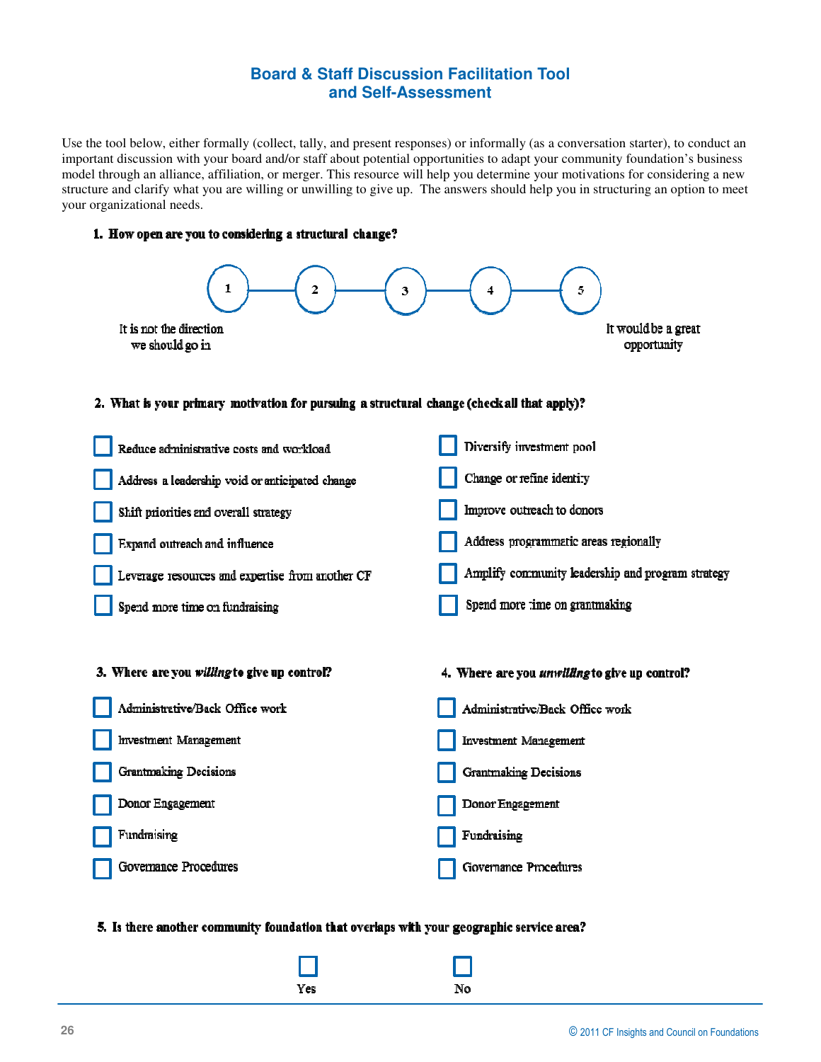# Board & Staff Discussion Facilitation Tool and Self-Assessment

Use the tool below, either formally (collect, tally, and present responses) or informally (as a conversation starter), to conduct an important discussion with your board and/or staff about potential opportunities to adapt your community foundation's business model through an alliance, affiliation, or merger. This resource will help you determine your motivations for considering a new structure and clarify what you are willing or unwilling to give up. The answers should help you in structuring an option to meet your organizational needs.

**1. How open are you to considering a structural change?**

1 — 2 — 3 — 4 — 5

It is not the direction we should go in ... It would be a great opportunity

**2. What is your primary motivation for pursuing a structural change (check all that apply)?**

- ☐ Reduce administrative costs and workload
- ☐ Address a leadership void or anticipated change
- ☐ Shift priorities and overall strategy
- ☐ Expand outreach and influence
- ☐ Leverage resources and expertise from another CF
- ☐ Spend more time on fundraising
- ☐ Diversify investment pool
- ☐ Change or refine identity
- ☐ Improve outreach to donors
- ☐ Address programmatic areas regionally
- ☐ Amplify community leadership and program strategy
- ☐ Spend more time on grantmaking

**3. Where are you *willing* to give up control?**

- ☐ Administrative/Back Office work
- ☐ Investment Management
- ☐ Grantmaking Decisions
- ☐ Donor Engagement
- ☐ Fundraising
- ☐ Governance Procedures

**4. Where are you *unwilling* to give up control?**

- ☐ Administrative/Back Office work
- ☐ Investment Management
- ☐ Grantmaking Decisions
- ☐ Donor Engagement
- ☐ Fundraising
- ☐ Governance Procedures

**5. Is there another community foundation that overlaps with your geographic service area?**

☐ Yes  ☐ No

© 2011 CF Insights and Council on Foundations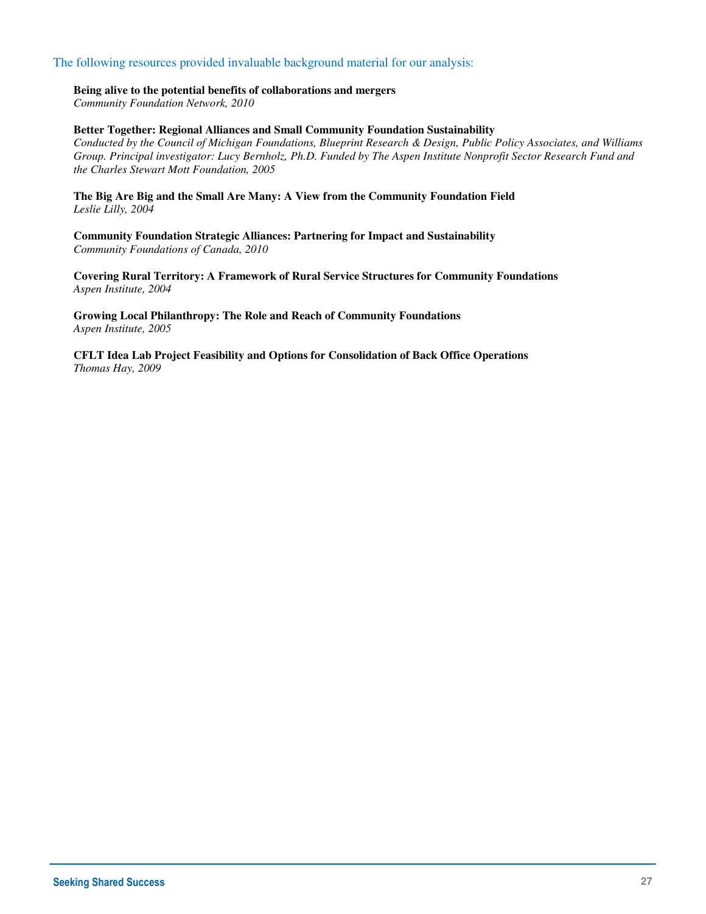The following resources provided invaluable background material for our analysis:

**Being alive to the potential benefits of collaborations and mergers**
*Community Foundation Network, 2010*

**Better Together: Regional Alliances and Small Community Foundation Sustainability**
*Conducted by the Council of Michigan Foundations, Blueprint Research & Design, Public Policy Associates, and Williams Group. Principal investigator: Lucy Bernholz, Ph.D. Funded by The Aspen Institute Nonprofit Sector Research Fund and the Charles Stewart Mott Foundation, 2005*

**The Big Are Big and the Small Are Many: A View from the Community Foundation Field**
*Leslie Lilly, 2004*

**Community Foundation Strategic Alliances: Partnering for Impact and Sustainability**
*Community Foundations of Canada, 2010*

**Covering Rural Territory: A Framework of Rural Service Structures for Community Foundations**
*Aspen Institute, 2004*

**Growing Local Philanthropy: The Role and Reach of Community Foundations**
*Aspen Institute, 2005*

**CFLT Idea Lab Project Feasibility and Options for Consolidation of Back Office Operations**
*Thomas Hay, 2009*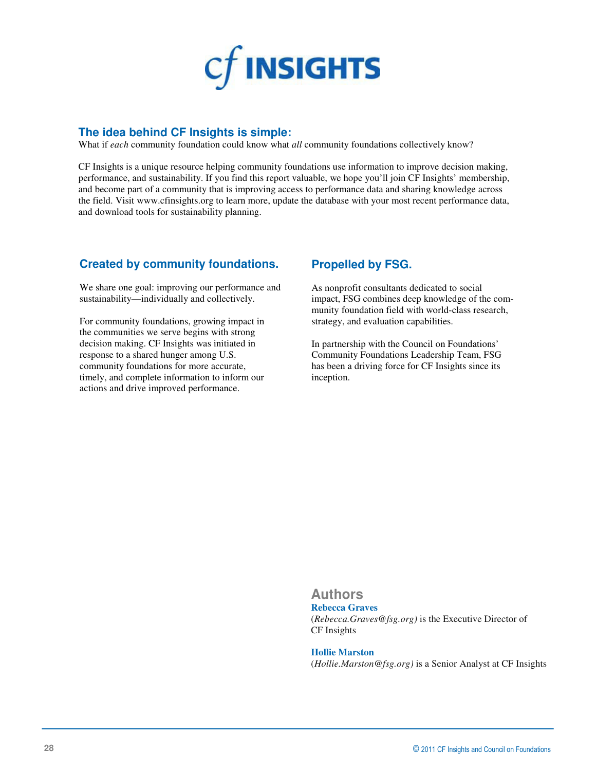# cf INSIGHTS

## The idea behind CF Insights is simple:

What if *each* community foundation could know what *all* community foundations collectively know?

CF Insights is a unique resource helping community foundations use information to improve decision making, performance, and sustainability. If you find this report valuable, we hope you'll join CF Insights' membership, and become part of a community that is improving access to performance data and sharing knowledge across the field. Visit www.cfinsights.org to learn more, update the database with your most recent performance data, and download tools for sustainability planning.

## Created by community foundations.

We share one goal: improving our performance and sustainability—individually and collectively.

For community foundations, growing impact in the communities we serve begins with strong decision making. CF Insights was initiated in response to a shared hunger among U.S. community foundations for more accurate, timely, and complete information to inform our actions and drive improved performance.

## Propelled by FSG.

As nonprofit consultants dedicated to social impact, FSG combines deep knowledge of the community foundation field with world-class research, strategy, and evaluation capabilities.

In partnership with the Council on Foundations' Community Foundations Leadership Team, FSG has been a driving force for CF Insights since its inception.

## Authors

**Rebecca Graves**
(*Rebecca.Graves@fsg.org)* is the Executive Director of CF Insights

**Hollie Marston**
(*Hollie.Marston@fsg.org)* is a Senior Analyst at CF Insights

© 2011 CF Insights and Council on Foundations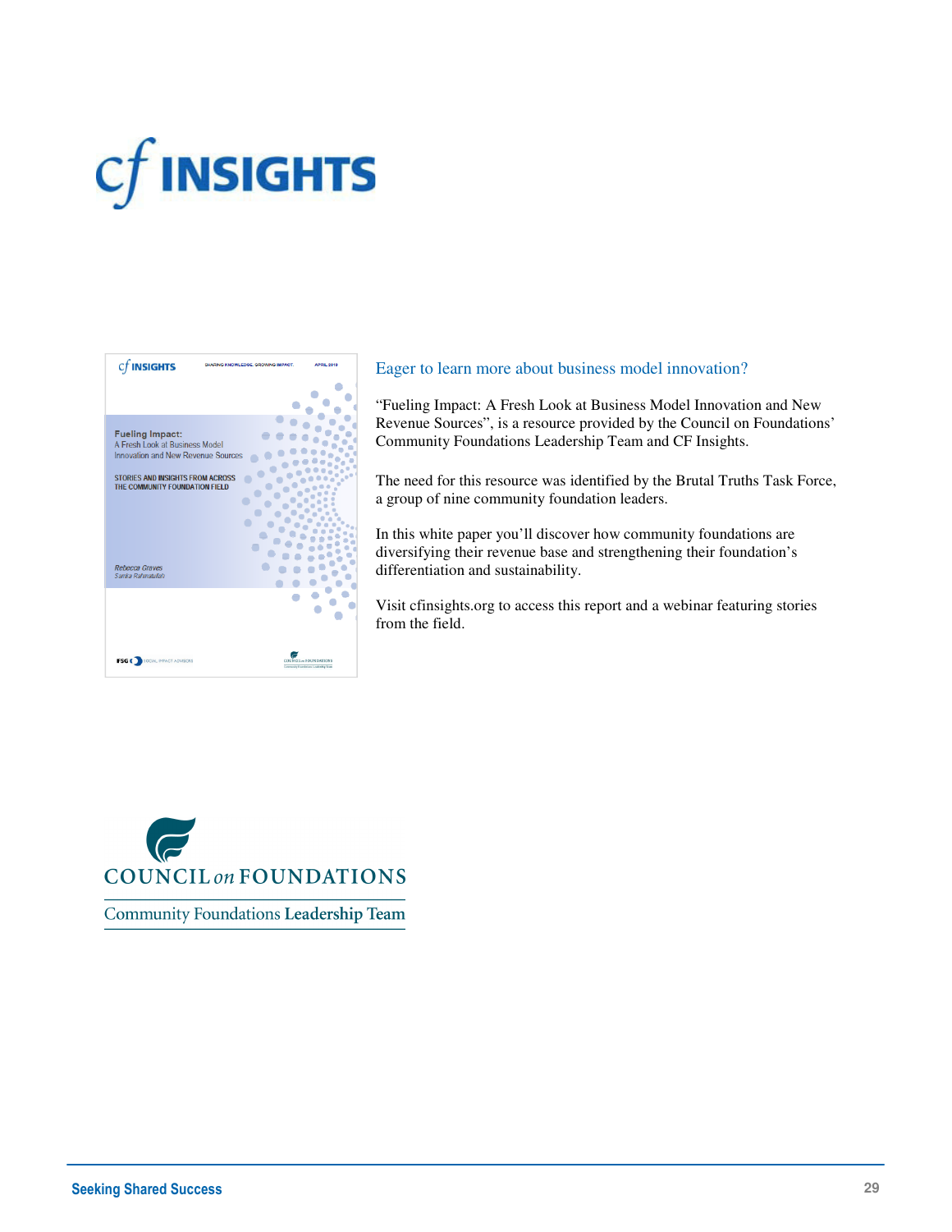# cf INSIGHTS

## Eager to learn more about business model innovation?

"Fueling Impact: A Fresh Look at Business Model Innovation and New Revenue Sources", is a resource provided by the Council on Foundations' Community Foundations Leadership Team and CF Insights.

The need for this resource was identified by the Brutal Truths Task Force, a group of nine community foundation leaders.

In this white paper you'll discover how community foundations are diversifying their revenue base and strengthening their foundation's differentiation and sustainability.

Visit cfinsights.org to access this report and a webinar featuring stories from the field.

COUNCIL on FOUNDATIONS

Community Foundations Leadership Team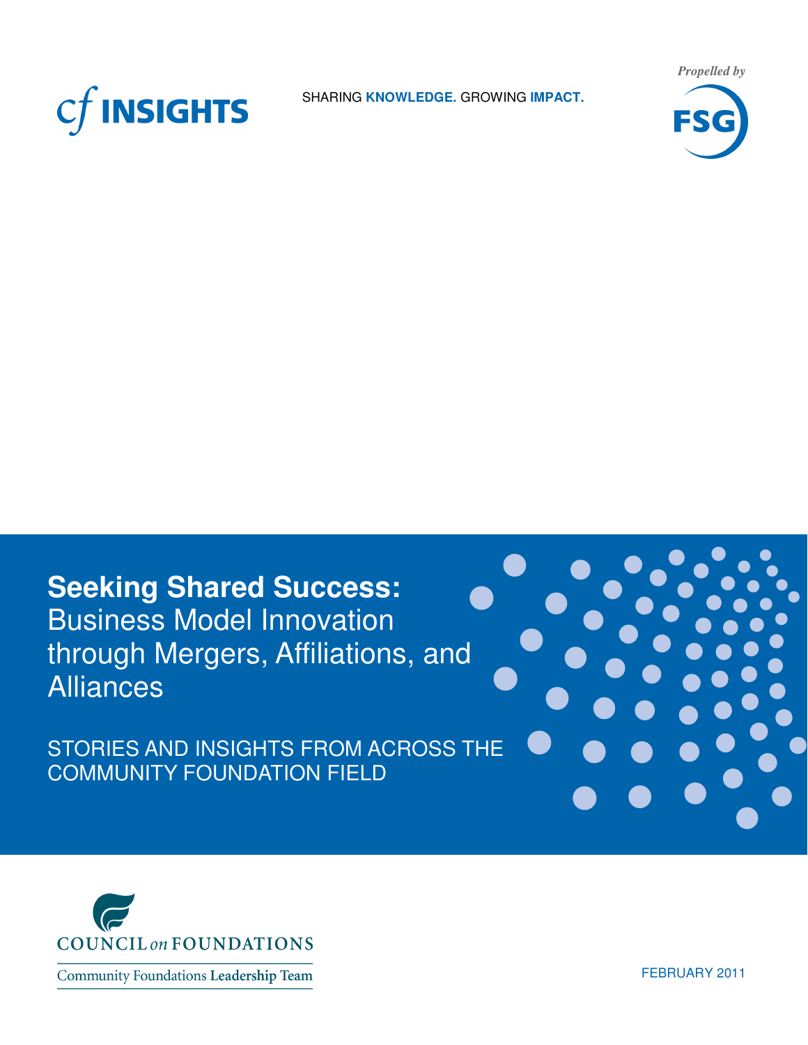cf INSIGHTS

SHARING **KNOWLEDGE.** GROWING **IMPACT.**

*Propelled by*

FSG

# Seeking Shared Success:

## Business Model Innovation through Mergers, Affiliations, and Alliances

STORIES AND INSIGHTS FROM ACROSS THE COMMUNITY FOUNDATION FIELD

COUNCIL *on* FOUNDATIONS

Community Foundations **Leadership Team**

FEBRUARY 2011